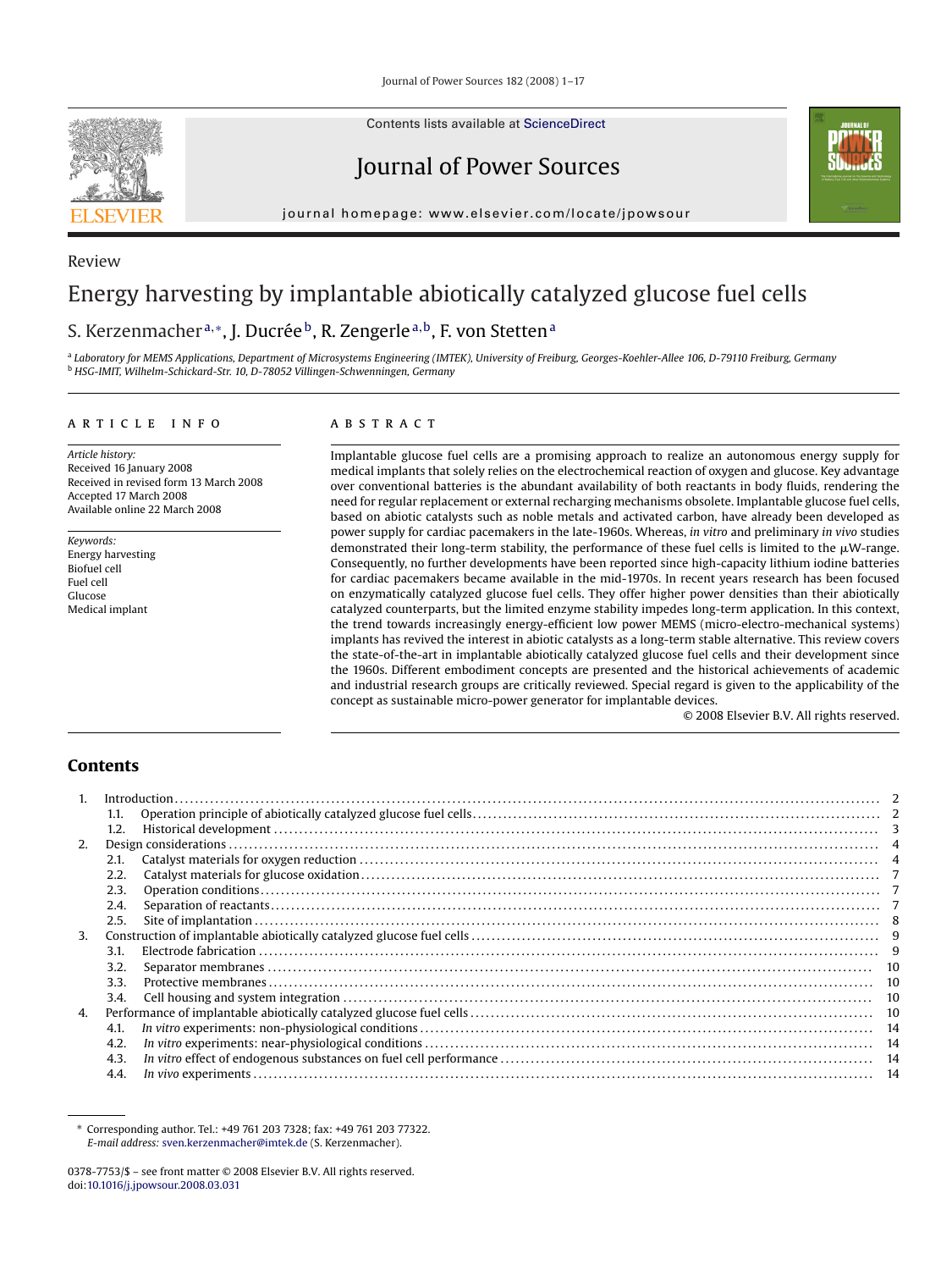Review

# Energy harvesting by implantable abiotically catalyzed glucose fuel cells

S. Kerzenmacher[a,*], J. Ducrée[b], R. Zengerle[a,b], F. von Stetten[a]

[a] *Laboratory for MEMS Applications, Department of Microsystems Engineering (IMTEK), University of Freiburg, Georges-Koehler-Allee 106, D-79110 Freiburg, Germany*
[b] *HSG-IMIT, Wilhelm-Schickard-Str. 10, D-78052 Villingen-Schwenningen, Germany*

## ARTICLE INFO

*Article history:*
Received 16 January 2008
Received in revised form 13 March 2008
Accepted 17 March 2008
Available online 22 March 2008

*Keywords:*
Energy harvesting
Biofuel cell
Fuel cell
Glucose
Medical implant

## ABSTRACT

Implantable glucose fuel cells are a promising approach to realize an autonomous energy supply for medical implants that solely relies on the electrochemical reaction of oxygen and glucose. Key advantage over conventional batteries is the abundant availability of both reactants in body fluids, rendering the need for regular replacement or external recharging mechanisms obsolete. Implantable glucose fuel cells, based on abiotic catalysts such as noble metals and activated carbon, have already been developed as power supply for cardiac pacemakers in the late-1960s. Whereas, *in vitro* and preliminary *in vivo* studies demonstrated their long-term stability, the performance of these fuel cells is limited to the μW-range. Consequently, no further developments have been reported since high-capacity lithium iodine batteries for cardiac pacemakers became available in the mid-1970s. In recent years research has been focused on enzymatically catalyzed glucose fuel cells. They offer higher power densities than their abiotically catalyzed counterparts, but the limited enzyme stability impedes long-term application. In this context, the trend towards increasingly energy-efficient low power MEMS (micro-electro-mechanical systems) implants has revived the interest in abiotic catalysts as a long-term stable alternative. This review covers the state-of-the-art in implantable abiotically catalyzed glucose fuel cells and their development since the 1960s. Different embodiment concepts are presented and the historical achievements of academic and industrial research groups are critically reviewed. Special regard is given to the applicability of the concept as sustainable micro-power generator for implantable devices.

© 2008 Elsevier B.V. All rights reserved.

## Contents

1. Introduction ... 2
   1.1. Operation principle of abiotically catalyzed glucose fuel cells ... 2
   1.2. Historical development ... 3
2. Design considerations ... 4
   2.1. Catalyst materials for oxygen reduction ... 4
   2.2. Catalyst materials for glucose oxidation ... 7
   2.3. Operation conditions ... 7
   2.4. Separation of reactants ... 7
   2.5. Site of implantation ... 8
3. Construction of implantable abiotically catalyzed glucose fuel cells ... 9
   3.1. Electrode fabrication ... 9
   3.2. Separator membranes ... 10
   3.3. Protective membranes ... 10
   3.4. Cell housing and system integration ... 10
4. Performance of implantable abiotically catalyzed glucose fuel cells ... 10
   4.1. *In vitro* experiments: non-physiological conditions ... 14
   4.2. *In vitro* experiments: near-physiological conditions ... 14
   4.3. *In vitro* effect of endogenous substances on fuel cell performance ... 14
   4.4. *In vivo* experiments ... 14

---

* Corresponding author. Tel.: +49 761 203 7328; fax: +49 761 203 77322.
*E-mail address:* sven.kerzenmacher@imtek.de (S. Kerzenmacher).

0378-7753/$ – see front matter © 2008 Elsevier B.V. All rights reserved.
doi:10.1016/j.jpowsour.2008.03.031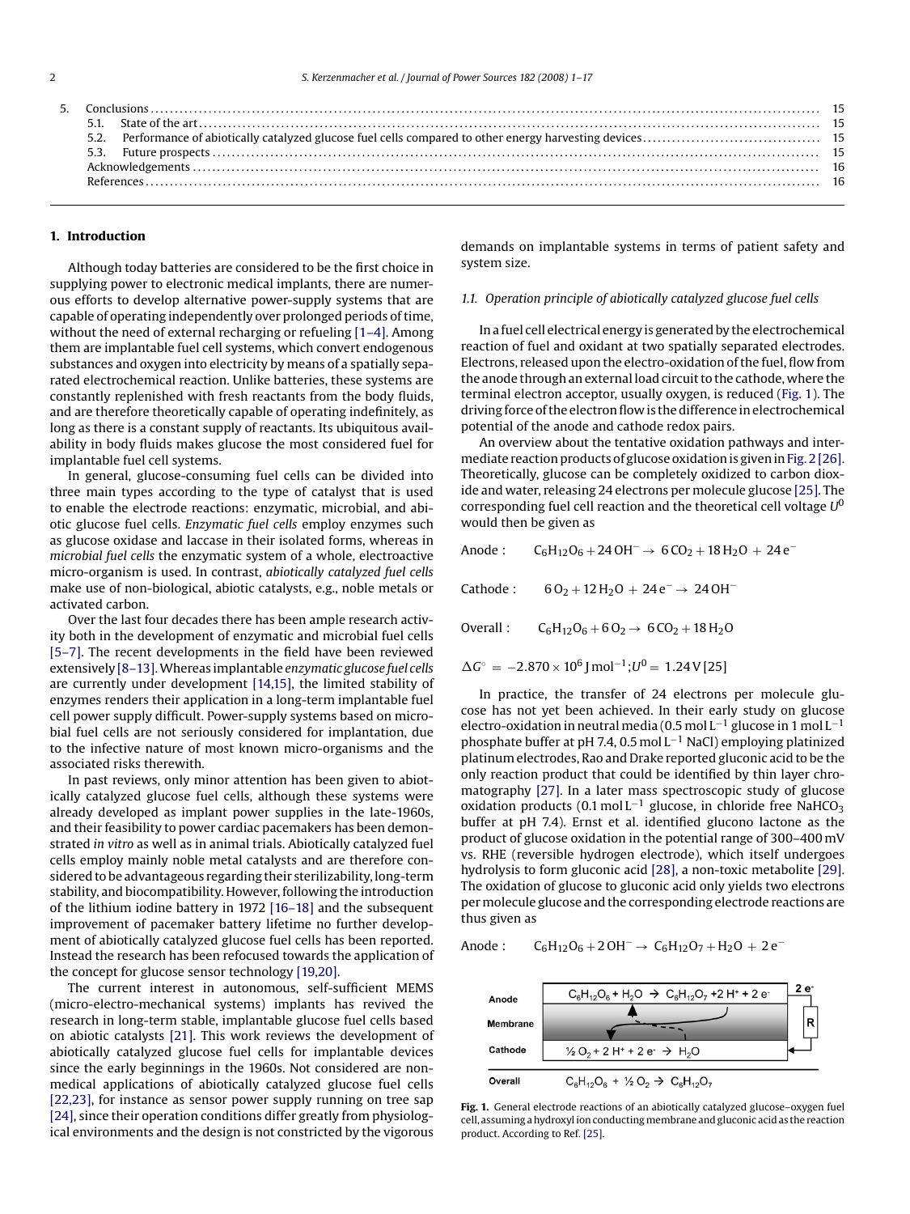5. Conclusions ..................................................................................................................................... 15
   5.1. State of the art ............................................................................................................................. 15
   5.2. Performance of abiotically catalyzed glucose fuel cells compared to other energy harvesting devices ............................. 15
   5.3. Future prospects ........................................................................................................................... 15
   Acknowledgements ................................................................................................................................ 16
   References ......................................................................................................................................... 16

## 1. Introduction

Although today batteries are considered to be the first choice in supplying power to electronic medical implants, there are numerous efforts to develop alternative power-supply systems that are capable of operating independently over prolonged periods of time, without the need of external recharging or refueling [1–4]. Among them are implantable fuel cell systems, which convert endogenous substances and oxygen into electricity by means of a spatially separated electrochemical reaction. Unlike batteries, these systems are constantly replenished with fresh reactants from the body fluids, and are therefore theoretically capable of operating indefinitely, as long as there is a constant supply of reactants. Its ubiquitous availability in body fluids makes glucose the most considered fuel for implantable fuel cell systems.

In general, glucose-consuming fuel cells can be divided into three main types according to the type of catalyst that is used to enable the electrode reactions: enzymatic, microbial, and abiotic glucose fuel cells. *Enzymatic fuel cells* employ enzymes such as glucose oxidase and laccase in their isolated forms, whereas in *microbial fuel cells* the enzymatic system of a whole, electroactive micro-organism is used. In contrast, *abiotically catalyzed fuel cells* make use of non-biological, abiotic catalysts, e.g., noble metals or activated carbon.

Over the last four decades there has been ample research activity both in the development of enzymatic and microbial fuel cells [5–7]. The recent developments in the field have been reviewed extensively [8–13]. Whereas implantable *enzymatic glucose fuel cells* are currently under development [14,15], the limited stability of enzymes renders their application in a long-term implantable fuel cell power supply difficult. Power-supply systems based on microbial fuel cells are not seriously considered for implantation, due to the infective nature of most known micro-organisms and the associated risks therewith.

In past reviews, only minor attention has been given to abiotically catalyzed glucose fuel cells, although these systems were already developed as implant power supplies in the late-1960s, and their feasibility to power cardiac pacemakers has been demonstrated *in vitro* as well as in animal trials. Abiotically catalyzed fuel cells employ mainly noble metal catalysts and are therefore considered to be advantageous regarding their sterilizability, long-term stability, and biocompatibility. However, following the introduction of the lithium iodine battery in 1972 [16–18] and the subsequent improvement of pacemaker battery lifetime no further development of abiotically catalyzed glucose fuel cells has been reported. Instead the research has been refocused towards the application of the concept for glucose sensor technology [19,20].

The current interest in autonomous, self-sufficient MEMS (micro-electro-mechanical systems) implants has revived the research in long-term stable, implantable glucose fuel cells based on abiotic catalysts [21]. This work reviews the development of abiotically catalyzed glucose fuel cells for implantable devices since the early beginnings in the 1960s. Not considered are non-medical applications of abiotically catalyzed glucose fuel cells [22,23], for instance as sensor power supply running on tree sap [24], since their operation conditions differ greatly from physiological environments and the design is not constricted by the vigorous demands on implantable systems in terms of patient safety and system size.

### 1.1. Operation principle of abiotically catalyzed glucose fuel cells

In a fuel cell electrical energy is generated by the electrochemical reaction of fuel and oxidant at two spatially separated electrodes. Electrons, released upon the electro-oxidation of the fuel, flow from the anode through an external load circuit to the cathode, where the terminal electron acceptor, usually oxygen, is reduced (Fig. 1). The driving force of the electron flow is the difference in electrochemical potential of the anode and cathode redox pairs.

An overview about the tentative oxidation pathways and intermediate reaction products of glucose oxidation is given in Fig. 2 [26]. Theoretically, glucose can be completely oxidized to carbon dioxide and water, releasing 24 electrons per molecule glucose [25]. The corresponding fuel cell reaction and the theoretical cell voltage $U^0$ would then be given as

Anode : $C_6H_{12}O_6 + 24\,OH^- \rightarrow 6\,CO_2 + 18\,H_2O + 24\,e^-$

Cathode : $6\,O_2 + 12\,H_2O + 24\,e^- \rightarrow 24\,OH^-$

Overall : $C_6H_{12}O_6 + 6\,O_2 \rightarrow 6\,CO_2 + 18\,H_2O$

$\Delta G^\circ = -2.870 \times 10^6\,\text{J mol}^{-1}; U^0 = 1.24\,\text{V}$ [25]

In practice, the transfer of 24 electrons per molecule glucose has not yet been achieved. In their early study on glucose electro-oxidation in neutral media (0.5 mol L$^{-1}$ glucose in 1 mol L$^{-1}$ phosphate buffer at pH 7.4, 0.5 mol L$^{-1}$ NaCl) employing platinized platinum electrodes, Rao and Drake reported gluconic acid to be the only reaction product that could be identified by thin layer chromatography [27]. In a later mass spectroscopic study of glucose oxidation products (0.1 mol L$^{-1}$ glucose, in chloride free $NaHCO_3$ buffer at pH 7.4). Ernst et al. identified glucono lactone as the product of glucose oxidation in the potential range of 300–400 mV vs. RHE (reversible hydrogen electrode), which itself undergoes hydrolysis to form gluconic acid [28], a non-toxic metabolite [29]. The oxidation of glucose to gluconic acid only yields two electrons per molecule glucose and the corresponding electrode reactions are thus given as

Anode : $C_6H_{12}O_6 + 2\,OH^- \rightarrow C_6H_{12}O_7 + H_2O + 2\,e^-$

| | |
|---|---|
| Anode | $C_6H_{12}O_6 + H_2O \rightarrow C_6H_{12}O_7 + 2\,H^+ + 2\,e^-$ |
| Membrane | |
| Cathode | $\frac{1}{2}\,O_2 + 2\,H^+ + 2\,e^- \rightarrow H_2O$ |
| Overall | $C_6H_{12}O_6 + \frac{1}{2}\,O_2 \rightarrow C_6H_{12}O_7$ |

**Fig. 1.** General electrode reactions of an abiotically catalyzed glucose–oxygen fuel cell, assuming a hydroxyl ion conducting membrane and gluconic acid as the reaction product. According to Ref. [25].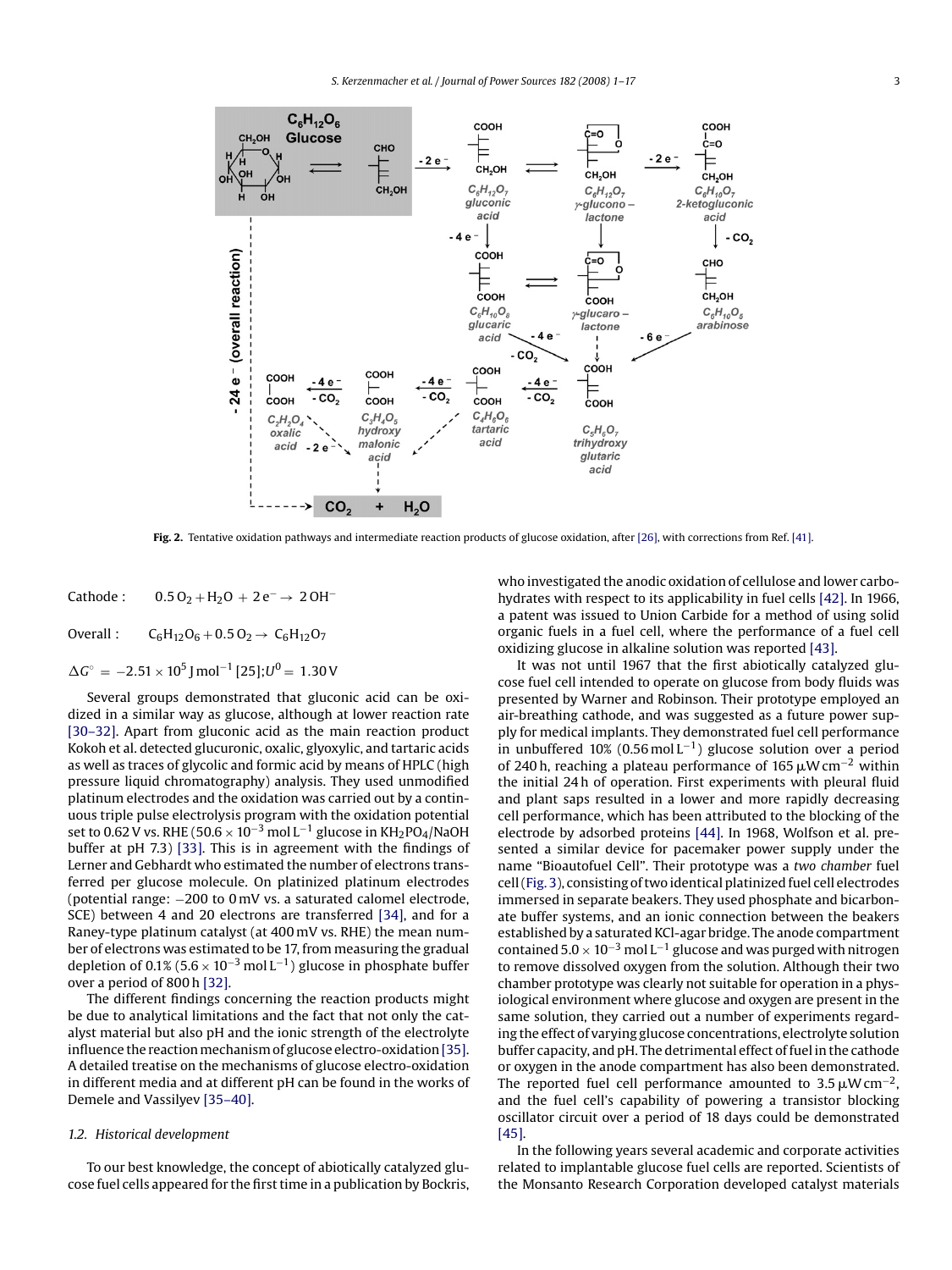Fig. 2. Tentative oxidation pathways and intermediate reaction products of glucose oxidation, after [26], with corrections from Ref. [41].

Cathode : $0.5\,O_2 + H_2O + 2\,e^- \rightarrow 2\,OH^-$

Overall : $C_6H_{12}O_6 + 0.5\,O_2 \rightarrow C_6H_{12}O_7$

$\Delta G^\circ = -2.51 \times 10^5\,\mathrm{J\,mol^{-1}}$ [25]; $U^0 = 1.30\,\mathrm{V}$

Several groups demonstrated that gluconic acid can be oxidized in a similar way as glucose, although at lower reaction rate [30–32]. Apart from gluconic acid as the main reaction product Kokoh et al. detected glucuronic, oxalic, glyoxylic, and tartaric acids as well as traces of glycolic and formic acid by means of HPLC (high pressure liquid chromatography) analysis. They used unmodified platinum electrodes and the oxidation was carried out by a continuous triple pulse electrolysis program with the oxidation potential set to 0.62 V vs. RHE ($50.6 \times 10^{-3}\,\mathrm{mol\,L^{-1}}$ glucose in $KH_2PO_4$/NaOH buffer at pH 7.3) [33]. This is in agreement with the findings of Lerner and Gebhardt who estimated the number of electrons transferred per glucose molecule. On platinized platinum electrodes (potential range: −200 to 0 mV vs. a saturated calomel electrode, SCE) between 4 and 20 electrons are transferred [34], and for a Raney-type platinum catalyst (at 400 mV vs. RHE) the mean number of electrons was estimated to be 17, from measuring the gradual depletion of 0.1% ($5.6 \times 10^{-3}\,\mathrm{mol\,L^{-1}}$) glucose in phosphate buffer over a period of 800 h [32].

The different findings concerning the reaction products might be due to analytical limitations and the fact that not only the catalyst material but also pH and the ionic strength of the electrolyte influence the reaction mechanism of glucose electro-oxidation [35]. A detailed treatise on the mechanisms of glucose electro-oxidation in different media and at different pH can be found in the works of Demele and Vassilyev [35–40].

### 1.2. Historical development

To our best knowledge, the concept of abiotically catalyzed glucose fuel cells appeared for the first time in a publication by Bockris, who investigated the anodic oxidation of cellulose and lower carbohydrates with respect to its applicability in fuel cells [42]. In 1966, a patent was issued to Union Carbide for a method of using solid organic fuels in a fuel cell, where the performance of a fuel cell oxidizing glucose in alkaline solution was reported [43].

It was not until 1967 that the first abiotically catalyzed glucose fuel cell intended to operate on glucose from body fluids was presented by Warner and Robinson. Their prototype employed an air-breathing cathode, and was suggested as a future power supply for medical implants. They demonstrated fuel cell performance in unbuffered 10% ($0.56\,\mathrm{mol\,L^{-1}}$) glucose solution over a period of 240 h, reaching a plateau performance of $165\,\mu\mathrm{W\,cm^{-2}}$ within the initial 24 h of operation. First experiments with pleural fluid and plant saps resulted in a lower and more rapidly decreasing cell performance, which has been attributed to the blocking of the electrode by adsorbed proteins [44]. In 1968, Wolfson et al. presented a similar device for pacemaker power supply under the name "Bioautofuel Cell". Their prototype was a *two chamber* fuel cell (Fig. 3), consisting of two identical platinized fuel cell electrodes immersed in separate beakers. They used phosphate and bicarbonate buffer systems, and an ionic connection between the beakers established by a saturated KCl-agar bridge. The anode compartment contained $5.0 \times 10^{-3}\,\mathrm{mol\,L^{-1}}$ glucose and was purged with nitrogen to remove dissolved oxygen from the solution. Although their two chamber prototype was clearly not suitable for operation in a physiological environment where glucose and oxygen are present in the same solution, they carried out a number of experiments regarding the effect of varying glucose concentrations, electrolyte solution buffer capacity, and pH. The detrimental effect of fuel in the cathode or oxygen in the anode compartment has also been demonstrated. The reported fuel cell performance amounted to $3.5\,\mu\mathrm{W\,cm^{-2}}$, and the fuel cell's capability of powering a transistor blocking oscillator circuit over a period of 18 days could be demonstrated [45].

In the following years several academic and corporate activities related to implantable glucose fuel cells are reported. Scientists of the Monsanto Research Corporation developed catalyst materials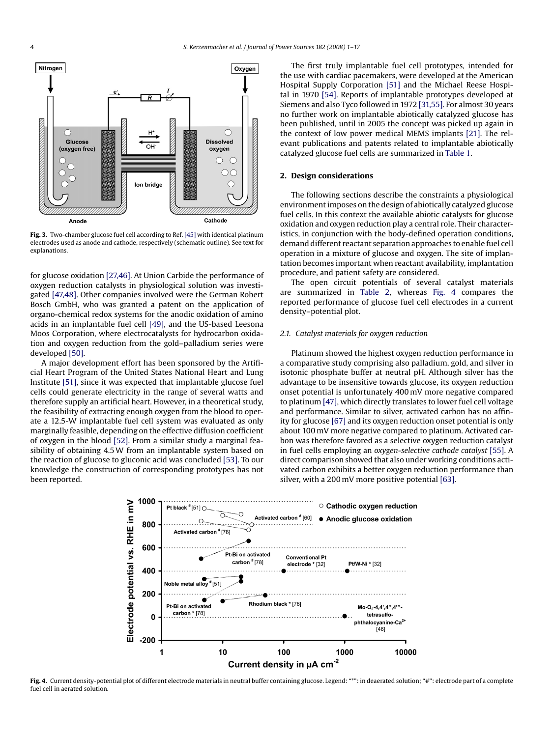Fig. 3. Two-chamber glucose fuel cell according to Ref. [45] with identical platinum electrodes used as anode and cathode, respectively (schematic outline). See text for explanations.

for glucose oxidation [27,46]. At Union Carbide the performance of oxygen reduction catalysts in physiological solution was investigated [47,48]. Other companies involved were the German Robert Bosch GmbH, who was granted a patent on the application of organo-chemical redox systems for the anodic oxidation of amino acids in an implantable fuel cell [49], and the US-based Leesona Moos Corporation, where electrocatalysts for hydrocarbon oxidation and oxygen reduction from the gold–palladium series were developed [50].

A major development effort has been sponsored by the Artificial Heart Program of the United States National Heart and Lung Institute [51], since it was expected that implantable glucose fuel cells could generate electricity in the range of several watts and therefore supply an artificial heart. However, in a theoretical study, the feasibility of extracting enough oxygen from the blood to operate a 12.5-W implantable fuel cell system was evaluated as only marginally feasible, depending on the effective diffusion coefficient of oxygen in the blood [52]. From a similar study a marginal feasibility of obtaining 4.5 W from an implantable system based on the reaction of glucose to gluconic acid was concluded [53]. To our knowledge the construction of corresponding prototypes has not been reported.

The first truly implantable fuel cell prototypes, intended for the use with cardiac pacemakers, were developed at the American Hospital Supply Corporation [51] and the Michael Reese Hospital in 1970 [54]. Reports of implantable prototypes developed at Siemens and also Tyco followed in 1972 [31,55]. For almost 30 years no further work on implantable abiotically catalyzed glucose has been published, until in 2005 the concept was picked up again in the context of low power medical MEMS implants [21]. The relevant publications and patents related to implantable abiotically catalyzed glucose fuel cells are summarized in Table 1.

## 2. Design considerations

The following sections describe the constraints a physiological environment imposes on the design of abiotically catalyzed glucose fuel cells. In this context the available abiotic catalysts for glucose oxidation and oxygen reduction play a central role. Their characteristics, in conjunction with the body-defined operation conditions, demand different reactant separation approaches to enable fuel cell operation in a mixture of glucose and oxygen. The site of implantation becomes important when reactant availability, implantation procedure, and patient safety are considered.

The open circuit potentials of several catalyst materials are summarized in Table 2, whereas Fig. 4 compares the reported performance of glucose fuel cell electrodes in a current density–potential plot.

### 2.1. Catalyst materials for oxygen reduction

Platinum showed the highest oxygen reduction performance in a comparative study comprising also palladium, gold, and silver in isotonic phosphate buffer at neutral pH. Although silver has the advantage to be insensitive towards glucose, its oxygen reduction onset potential is unfortunately 400 mV more negative compared to platinum [47], which directly translates to lower fuel cell voltage and performance. Similar to silver, activated carbon has no affinity for glucose [67] and its oxygen reduction onset potential is only about 100 mV more negative compared to platinum. Activated carbon was therefore favored as a selective oxygen reduction catalyst in fuel cells employing an *oxygen-selective cathode catalyst* [55]. A direct comparison showed that also under working conditions activated carbon exhibits a better oxygen reduction performance than silver, with a 200 mV more positive potential [63].

Fig. 4. Current density-potential plot of different electrode materials in neutral buffer containing glucose. Legend: "*": in deaerated solution; "#": electrode part of a complete fuel cell in aerated solution.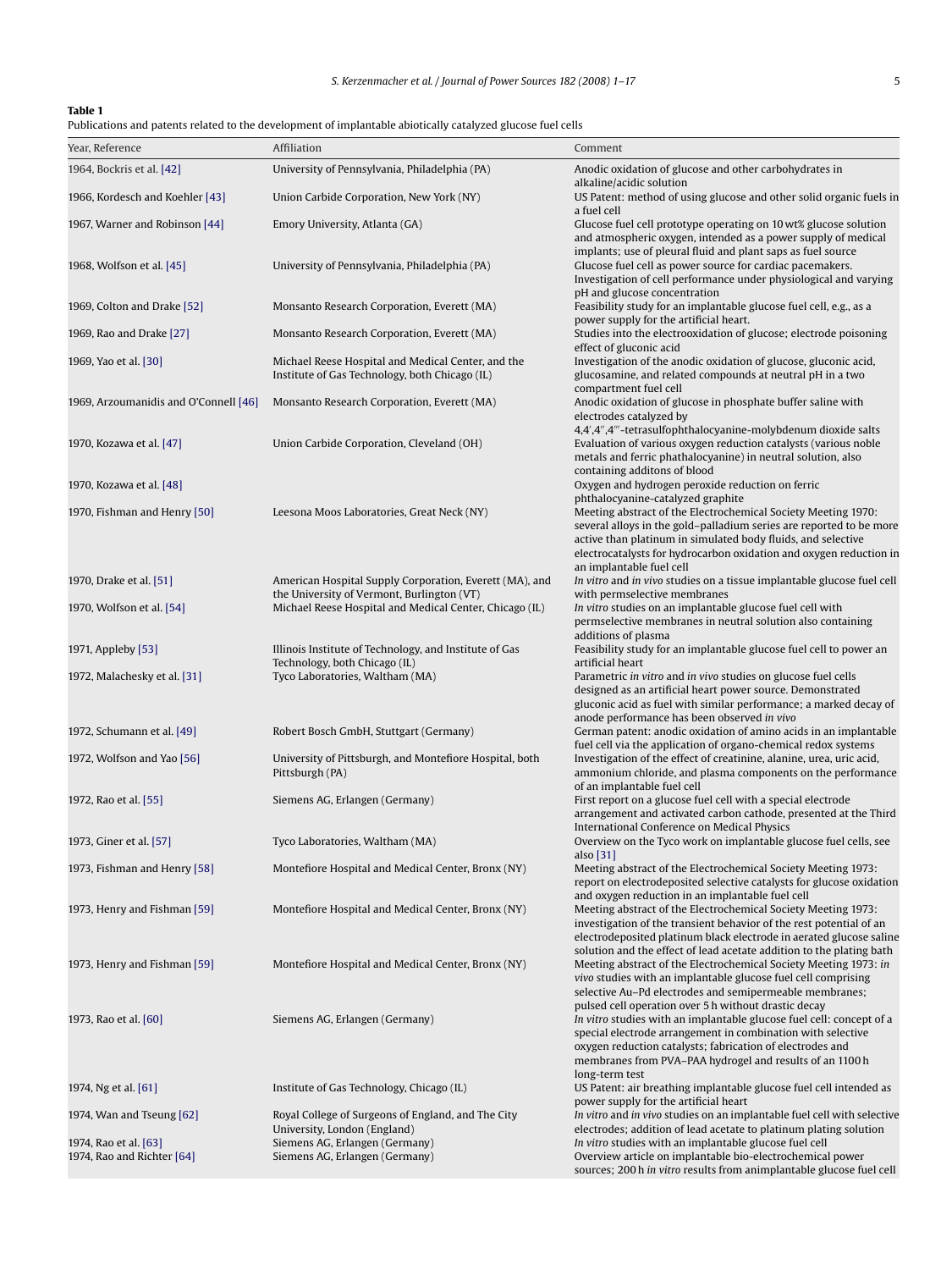**Table 1**
Publications and patents related to the development of implantable abiotically catalyzed glucose fuel cells

| Year, Reference | Affiliation | Comment |
|---|---|---|
| 1964, Bockris et al. [42] | University of Pennsylvania, Philadelphia (PA) | Anodic oxidation of glucose and other carbohydrates in alkaline/acidic solution |
| 1966, Kordesch and Koehler [43] | Union Carbide Corporation, New York (NY) | US Patent: method of using glucose and other solid organic fuels in a fuel cell |
| 1967, Warner and Robinson [44] | Emory University, Atlanta (GA) | Glucose fuel cell prototype operating on 10 wt% glucose solution and atmospheric oxygen, intended as a power supply of medical implants; use of pleural fluid and plant saps as fuel source |
| 1968, Wolfson et al. [45] | University of Pennsylvania, Philadelphia (PA) | Glucose fuel cell as power source for cardiac pacemakers. Investigation of cell performance under physiological and varying pH and glucose concentration |
| 1969, Colton and Drake [52] | Monsanto Research Corporation, Everett (MA) | Feasibility study for an implantable glucose fuel cell, e.g., as a power supply for the artificial heart. |
| 1969, Rao and Drake [27] | Monsanto Research Corporation, Everett (MA) | Studies into the electrooxidation of glucose; electrode poisoning effect of gluconic acid |
| 1969, Yao et al. [30] | Michael Reese Hospital and Medical Center, and the Institute of Gas Technology, both Chicago (IL) | Investigation of the anodic oxidation of glucose, gluconic acid, glucosamine, and related compounds at neutral pH in a two compartment fuel cell |
| 1969, Arzoumanidis and O'Connell [46] | Monsanto Research Corporation, Everett (MA) | Anodic oxidation of glucose in phosphate buffer saline with electrodes catalyzed by 4,4′,4″,4‴-tetrasulfophthalocyanine-molybdenum dioxide salts |
| 1970, Kozawa et al. [47] | Union Carbide Corporation, Cleveland (OH) | Evaluation of various oxygen reduction catalysts (various noble metals and ferric phathalocyanine) in neutral solution, also containing additons of blood |
| 1970, Kozawa et al. [48] | | Oxygen and hydrogen peroxide reduction on ferric phthalocyanine-catalyzed graphite |
| 1970, Fishman and Henry [50] | Leesona Moos Laboratories, Great Neck (NY) | Meeting abstract of the Electrochemical Society Meeting 1970: several alloys in the gold–palladium series are reported to be more active than platinum in simulated body fluids, and selective electrocatalysts for hydrocarbon oxidation and oxygen reduction in an implantable fuel cell |
| 1970, Drake et al. [51] | American Hospital Supply Corporation, Everett (MA), and the University of Vermont, Burlington (VT) | *In vitro* and *in vivo* studies on a tissue implantable glucose fuel cell with permselective membranes |
| 1970, Wolfson et al. [54] | Michael Reese Hospital and Medical Center, Chicago (IL) | *In vitro* studies on an implantable glucose fuel cell with permselective membranes in neutral solution also containing additions of plasma |
| 1971, Appleby [53] | Illinois Institute of Technology, and Institute of Gas Technology, both Chicago (IL) | Feasibility study for an implantable glucose fuel cell to power an artificial heart |
| 1972, Malachesky et al. [31] | Tyco Laboratories, Waltham (MA) | Parametric *in vitro* and *in vivo* studies on glucose fuel cells designed as an artificial heart power source. Demonstrated gluconic acid as fuel with similar performance; a marked decay of anode performance has been observed *in vivo* |
| 1972, Schumann et al. [49] | Robert Bosch GmbH, Stuttgart (Germany) | German patent: anodic oxidation of amino acids in an implantable fuel cell via the application of organo-chemical redox systems |
| 1972, Wolfson and Yao [56] | University of Pittsburgh, and Montefiore Hospital, both Pittsburgh (PA) | Investigation of the effect of creatinine, alanine, urea, uric acid, ammonium chloride, and plasma components on the performance of an implantable fuel cell |
| 1972, Rao et al. [55] | Siemens AG, Erlangen (Germany) | First report on a glucose fuel cell with a special electrode arrangement and activated carbon cathode, presented at the Third International Conference on Medical Physics |
| 1973, Giner et al. [57] | Tyco Laboratories, Waltham (MA) | Overview on the Tyco work on implantable glucose fuel cells, see also [31] |
| 1973, Fishman and Henry [58] | Montefiore Hospital and Medical Center, Bronx (NY) | Meeting abstract of the Electrochemical Society Meeting 1973: report on electrodeposited selective catalysts for glucose oxidation and oxygen reduction in an implantable fuel cell |
| 1973, Henry and Fishman [59] | Montefiore Hospital and Medical Center, Bronx (NY) | Meeting abstract of the Electrochemical Society Meeting 1973: investigation of the transient behavior of the rest potential of an electrodeposited platinum black electrode in aerated glucose saline solution and the effect of lead acetate addition to the plating bath |
| 1973, Henry and Fishman [59] | Montefiore Hospital and Medical Center, Bronx (NY) | Meeting abstract of the Electrochemical Society Meeting 1973: *in vivo* studies with an implantable glucose fuel cell comprising selective Au–Pd electrodes and semipermeable membranes; pulsed cell operation over 5 h without drastic decay |
| 1973, Rao et al. [60] | Siemens AG, Erlangen (Germany) | *In vitro* studies with an implantable glucose fuel cell: concept of a special electrode arrangement in combination with selective oxygen reduction catalysts; fabrication of electrodes and membranes from PVA–PAA hydrogel and results of an 1100 h long-term test |
| 1974, Ng et al. [61] | Institute of Gas Technology, Chicago (IL) | US Patent: air breathing implantable glucose fuel cell intended as power supply for the artificial heart |
| 1974, Wan and Tseung [62] | Royal College of Surgeons of England, and The City University, London (England) | *In vitro* and *in vivo* studies on an implantable fuel cell with selective electrodes; addition of lead acetate to platinum plating solution |
| 1974, Rao et al. [63] | Siemens AG, Erlangen (Germany) | *In vitro* studies with an implantable glucose fuel cell |
| 1974, Rao and Richter [64] | Siemens AG, Erlangen (Germany) | Overview article on implantable bio-electrochemical power sources; 200 h *in vitro* results from animplantable glucose fuel cell |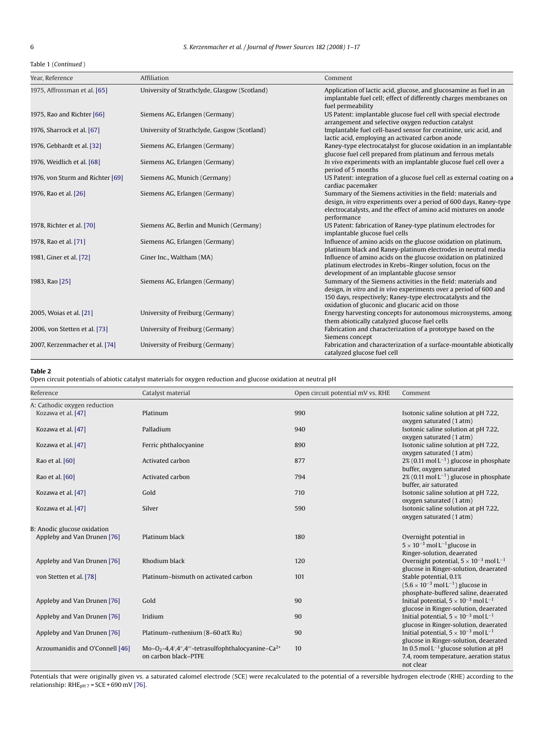Table 1 (*Continued*)

| Year, Reference | Affiliation | Comment |
|---|---|---|
| 1975, Affrossman et al. [65] | University of Strathclyde, Glasgow (Scotland) | Application of lactic acid, glucose, and glucosamine as fuel in an implantable fuel cell; effect of differently charges membranes on fuel permeability |
| 1975, Rao and Richter [66] | Siemens AG, Erlangen (Germany) | US Patent: implantable glucose fuel cell with special electrode arrangement and selective oxygen reduction catalyst |
| 1976, Sharrock et al. [67] | University of Strathclyde, Gasgow (Scotland) | Implantable fuel cell-based sensor for creatinine, uric acid, and lactic acid, employing an activated carbon anode |
| 1976, Gebhardt et al. [32] | Siemens AG, Erlangen (Germany) | Raney-type electrocatalyst for glucose oxidation in an implantable glucose fuel cell prepared from platinum and ferrous metals |
| 1976, Weidlich et al. [68] | Siemens AG, Erlangen (Germany) | *In vivo* experiments with an implantable glucose fuel cell over a period of 5 months |
| 1976, von Sturm and Richter [69] | Siemens AG, Munich (Germany) | US Patent: integration of a glucose fuel cell as external coating on a cardiac pacemaker |
| 1976, Rao et al. [26] | Siemens AG, Erlangen (Germany) | Summary of the Siemens activities in the field: materials and design, *in vitro* experiments over a period of 600 days, Raney-type electrocatalysts, and the effect of amino acid mixtures on anode performance |
| 1978, Richter et al. [70] | Siemens AG, Berlin and Munich (Germany) | US Patent: fabrication of Raney-type platinum electrodes for implantable glucose fuel cells |
| 1978, Rao et al. [71] | Siemens AG, Erlangen (Germany) | Influence of amino acids on the glucose oxidation on platinum, platinum black and Raney-platinum electrodes in neutral media |
| 1981, Giner et al. [72] | Giner Inc., Waltham (MA) | Influence of amino acids on the glucose oxidation on platinized platinum electrodes in Krebs–Ringer solution, focus on the development of an implantable glucose sensor |
| 1983, Rao [25] | Siemens AG, Erlangen (Germany) | Summary of the Siemens activities in the field: materials and design, *in vitro* and *in vivo* experiments over a period of 600 and 150 days, respectively; Raney-type electrocatalysts and the oxidation of gluconic and glucaric acid on those |
| 2005, Woias et al. [21] | University of Freiburg (Germany) | Energy harvesting concepts for autonomous microsystems, among them abiotically catalyzed glucose fuel cells |
| 2006, von Stetten et al. [73] | University of Freiburg (Germany) | Fabrication and characterization of a prototype based on the Siemens concept |
| 2007, Kerzenmacher et al. [74] | University of Freiburg (Germany) | Fabrication and characterization of a surface-mountable abiotically catalyzed glucose fuel cell |

**Table 2**
Open circuit potentials of abiotic catalyst materials for oxygen reduction and glucose oxidation at neutral pH

| Reference | Catalyst material | Open circuit potential mV vs. RHE | Comment |
|---|---|---|---|
| A: Cathodic oxygen reduction | | | |
| Kozawa et al. [47] | Platinum | 990 | Isotonic saline solution at pH 7.22, oxygen saturated (1 atm) |
| Kozawa et al. [47] | Palladium | 940 | Isotonic saline solution at pH 7.22, oxygen saturated (1 atm) |
| Kozawa et al. [47] | Ferric phthalocyanine | 890 | Isotonic saline solution at pH 7.22, oxygen saturated (1 atm) |
| Rao et al. [60] | Activated carbon | 877 | 2% (0.11 mol $L^{-1}$) glucose in phosphate buffer, oxygen saturated |
| Rao et al. [60] | Activated carbon | 794 | 2% (0.11 mol $L^{-1}$) glucose in phosphate buffer, air saturated |
| Kozawa et al. [47] | Gold | 710 | Isotonic saline solution at pH 7.22, oxygen saturated (1 atm) |
| Kozawa et al. [47] | Silver | 590 | Isotonic saline solution at pH 7.22, oxygen saturated (1 atm) |
| B: Anodic glucose oxidation | | | |
| Appleby and Van Drunen [76] | Platinum black | 180 | Overnight potential in $5 \times 10^{-3}$ mol $L^{-1}$ glucose in Ringer-solution, deaerated |
| Appleby and Van Drunen [76] | Rhodium black | 120 | Overnight potential, $5 \times 10^{-3}$ mol $L^{-1}$ glucose in Ringer-solution, deaerated |
| von Stetten et al. [78] | Platinum–bismuth on activated carbon | 101 | Stable potential, 0.1% ($5.6 \times 10^{-3}$ mol $L^{-1}$) glucose in phosphate-buffered saline, deaerated |
| Appleby and Van Drunen [76] | Gold | 90 | Initial potential, $5 \times 10^{-3}$ mol $L^{-1}$ glucose in Ringer-solution, deaerated |
| Appleby and Van Drunen [76] | Iridium | 90 | Initial potential, $5 \times 10^{-3}$ mol $L^{-1}$ glucose in Ringer-solution, deaerated |
| Appleby and Van Drunen [76] | Platinum–ruthenium (8–60 at% Ru) | 90 | Initial potential, $5 \times 10^{-3}$ mol $L^{-1}$ glucose in Ringer-solution, deaerated |
| Arzoumanidis and O'Connell [46] | Mo–$O_2$–4,4′,4″,4‴-tetrasulfophthalocyanine–$Ca^{2+}$ on carbon black–PTFE | 10 | In 0.5 mol $L^{-1}$ glucose solution at pH 7.4, room temperature, aeration status not clear |

Potentials that were originally given vs. a saturated calomel electrode (SCE) were recalculated to the potential of a reversible hydrogen electrode (RHE) according to the relationship: $RHE_{pH\,7} = SCE + 690$ mV [76].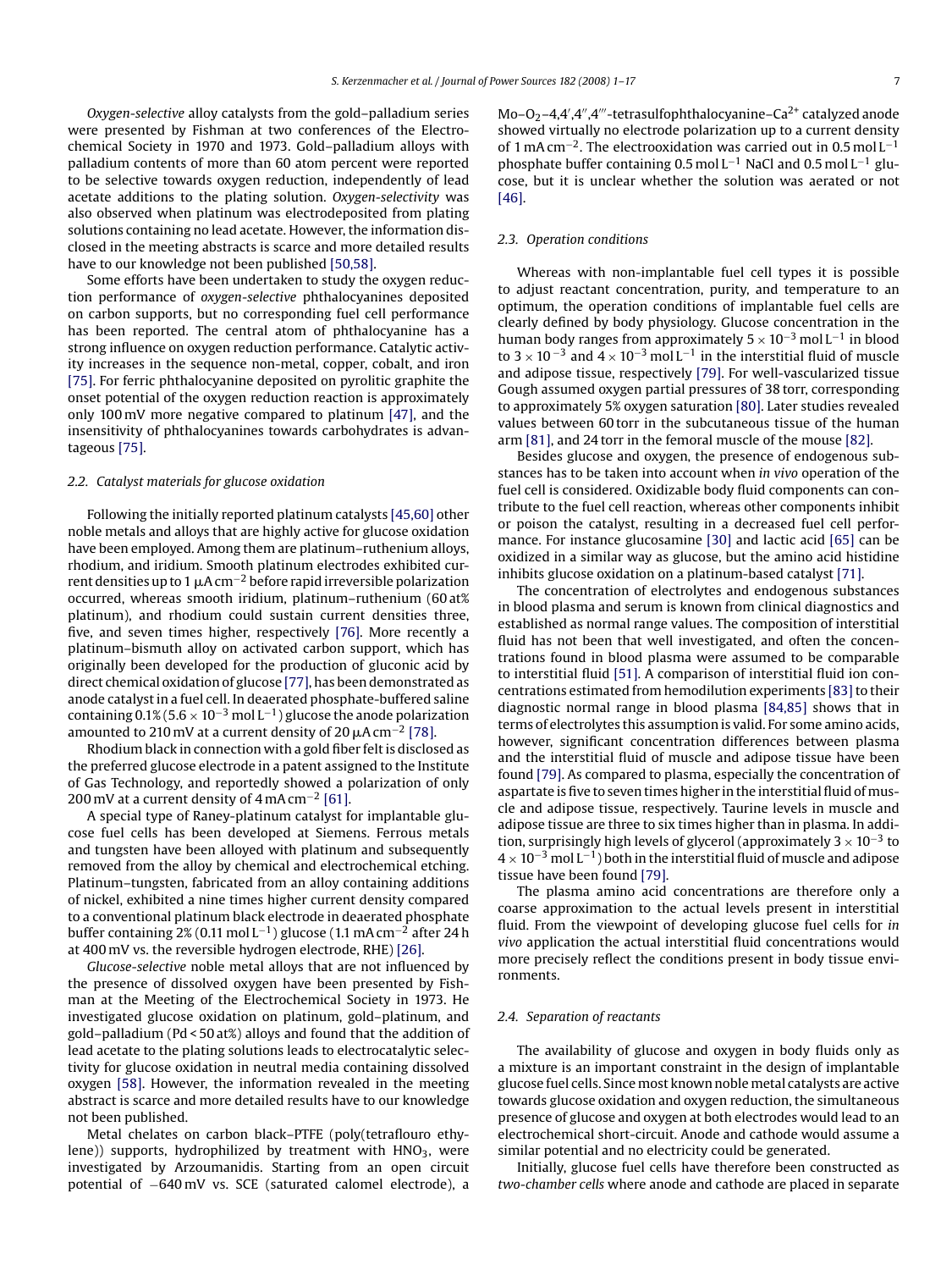*Oxygen-selective* alloy catalysts from the gold–palladium series were presented by Fishman at two conferences of the Electrochemical Society in 1970 and 1973. Gold–palladium alloys with palladium contents of more than 60 atom percent were reported to be selective towards oxygen reduction, independently of lead acetate additions to the plating solution. *Oxygen-selectivity* was also observed when platinum was electrodeposited from plating solutions containing no lead acetate. However, the information disclosed in the meeting abstracts is scarce and more detailed results have to our knowledge not been published [50,58].

Some efforts have been undertaken to study the oxygen reduction performance of *oxygen-selective* phthalocyanines deposited on carbon supports, but no corresponding fuel cell performance has been reported. The central atom of phthalocyanine has a strong influence on oxygen reduction performance. Catalytic activity increases in the sequence non-metal, copper, cobalt, and iron [75]. For ferric phthalocyanine deposited on pyrolitic graphite the onset potential of the oxygen reduction reaction is approximately only 100 mV more negative compared to platinum [47], and the insensitivity of phthalocyanines towards carbohydrates is advantageous [75].

### 2.2. Catalyst materials for glucose oxidation

Following the initially reported platinum catalysts [45,60] other noble metals and alloys that are highly active for glucose oxidation have been employed. Among them are platinum–ruthenium alloys, rhodium, and iridium. Smooth platinum electrodes exhibited current densities up to 1 $\mu A\,cm^{-2}$ before rapid irreversible polarization occurred, whereas smooth iridium, platinum–ruthenium (60 at% platinum), and rhodium could sustain current densities three, five, and seven times higher, respectively [76]. More recently a platinum–bismuth alloy on activated carbon support, which has originally been developed for the production of gluconic acid by direct chemical oxidation of glucose [77], has been demonstrated as anode catalyst in a fuel cell. In deaerated phosphate-buffered saline containing 0.1% ($5.6 \times 10^{-3}\,mol\,L^{-1}$) glucose the anode polarization amounted to 210 mV at a current density of 20 $\mu A\,cm^{-2}$ [78].

Rhodium black in connection with a gold fiber felt is disclosed as the preferred glucose electrode in a patent assigned to the Institute of Gas Technology, and reportedly showed a polarization of only 200 mV at a current density of 4 $mA\,cm^{-2}$ [61].

A special type of Raney-platinum catalyst for implantable glucose fuel cells has been developed at Siemens. Ferrous metals and tungsten have been alloyed with platinum and subsequently removed from the alloy by chemical and electrochemical etching. Platinum–tungsten, fabricated from an alloy containing additions of nickel, exhibited a nine times higher current density compared to a conventional platinum black electrode in deaerated phosphate buffer containing 2% ($0.11\,mol\,L^{-1}$) glucose (1.1 $mA\,cm^{-2}$ after 24 h at 400 mV vs. the reversible hydrogen electrode, RHE) [26].

*Glucose-selective* noble metal alloys that are not influenced by the presence of dissolved oxygen have been presented by Fishman at the Meeting of the Electrochemical Society in 1973. He investigated glucose oxidation on platinum, gold–platinum, and gold–palladium (Pd < 50 at%) alloys and found that the addition of lead acetate to the plating solutions leads to electrocatalytic selectivity for glucose oxidation in neutral media containing dissolved oxygen [58]. However, the information revealed in the meeting abstract is scarce and more detailed results have to our knowledge not been published.

Metal chelates on carbon black–PTFE (poly(tetraflouro ethylene)) supports, hydrophilized by treatment with $HNO_3$, were investigated by Arzoumanidis. Starting from an open circuit potential of −640 mV vs. SCE (saturated calomel electrode), a Mo–$O_2$–4,4′,4″,4‴-tetrasulfophthalocyanine–$Ca^{2+}$ catalyzed anode showed virtually no electrode polarization up to a current density of 1 $mA\,cm^{-2}$. The electrooxidation was carried out in 0.5 $mol\,L^{-1}$ phosphate buffer containing 0.5 $mol\,L^{-1}$ NaCl and 0.5 $mol\,L^{-1}$ glucose, but it is unclear whether the solution was aerated or not [46].

### 2.3. Operation conditions

Whereas with non-implantable fuel cell types it is possible to adjust reactant concentration, purity, and temperature to an optimum, the operation conditions of implantable fuel cells are clearly defined by body physiology. Glucose concentration in the human body ranges from approximately $5 \times 10^{-3}\,mol\,L^{-1}$ in blood to $3 \times 10^{-3}$ and $4 \times 10^{-3}\,mol\,L^{-1}$ in the interstitial fluid of muscle and adipose tissue, respectively [79]. For well-vascularized tissue Gough assumed oxygen partial pressures of 38 torr, corresponding to approximately 5% oxygen saturation [80]. Later studies revealed values between 60 torr in the subcutaneous tissue of the human arm [81], and 24 torr in the femoral muscle of the mouse [82].

Besides glucose and oxygen, the presence of endogenous substances has to be taken into account when *in vivo* operation of the fuel cell is considered. Oxidizable body fluid components can contribute to the fuel cell reaction, whereas other components inhibit or poison the catalyst, resulting in a decreased fuel cell performance. For instance glucosamine [30] and lactic acid [65] can be oxidized in a similar way as glucose, but the amino acid histidine inhibits glucose oxidation on a platinum-based catalyst [71].

The concentration of electrolytes and endogenous substances in blood plasma and serum is known from clinical diagnostics and established as normal range values. The composition of interstitial fluid has not been that well investigated, and often the concentrations found in blood plasma were assumed to be comparable to interstitial fluid [51]. A comparison of interstitial fluid ion concentrations estimated from hemodilution experiments [83] to their diagnostic normal range in blood plasma [84,85] shows that in terms of electrolytes this assumption is valid. For some amino acids, however, significant concentration differences between plasma and the interstitial fluid of muscle and adipose tissue have been found [79]. As compared to plasma, especially the concentration of aspartate is five to seven times higher in the interstitial fluid of muscle and adipose tissue, respectively. Taurine levels in muscle and adipose tissue are three to six times higher than in plasma. In addition, surprisingly high levels of glycerol (approximately $3 \times 10^{-3}$ to $4 \times 10^{-3}\,mol\,L^{-1}$) both in the interstitial fluid of muscle and adipose tissue have been found [79].

The plasma amino acid concentrations are therefore only a coarse approximation to the actual levels present in interstitial fluid. From the viewpoint of developing glucose fuel cells for *in vivo* application the actual interstitial fluid concentrations would more precisely reflect the conditions present in body tissue environments.

### 2.4. Separation of reactants

The availability of glucose and oxygen in body fluids only as a mixture is an important constraint in the design of implantable glucose fuel cells. Since most known noble metal catalysts are active towards glucose oxidation and oxygen reduction, the simultaneous presence of glucose and oxygen at both electrodes would lead to an electrochemical short-circuit. Anode and cathode would assume a similar potential and no electricity could be generated.

Initially, glucose fuel cells have therefore been constructed as *two-chamber cells* where anode and cathode are placed in separate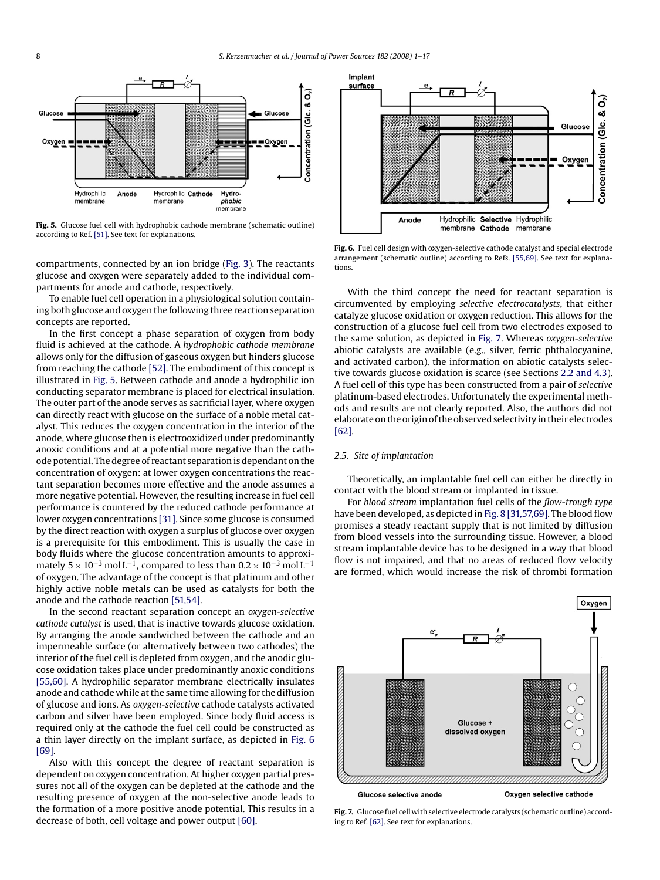Fig. 5. Glucose fuel cell with hydrophobic cathode membrane (schematic outline) according to Ref. [51]. See text for explanations.

compartments, connected by an ion bridge (Fig. 3). The reactants glucose and oxygen were separately added to the individual compartments for anode and cathode, respectively.

To enable fuel cell operation in a physiological solution containing both glucose and oxygen the following three reaction separation concepts are reported.

In the first concept a phase separation of oxygen from body fluid is achieved at the cathode. A *hydrophobic cathode membrane* allows only for the diffusion of gaseous oxygen but hinders glucose from reaching the cathode [52]. The embodiment of this concept is illustrated in Fig. 5. Between cathode and anode a hydrophilic ion conducting separator membrane is placed for electrical insulation. The outer part of the anode serves as sacrificial layer, where oxygen can directly react with glucose on the surface of a noble metal catalyst. This reduces the oxygen concentration in the interior of the anode, where glucose then is electrooxidized under predominantly anoxic conditions and at a potential more negative than the cathode potential. The degree of reactant separation is dependant on the concentration of oxygen: at lower oxygen concentrations the reactant separation becomes more effective and the anode assumes a more negative potential. However, the resulting increase in fuel cell performance is countered by the reduced cathode performance at lower oxygen concentrations [31]. Since some glucose is consumed by the direct reaction with oxygen a surplus of glucose over oxygen is a prerequisite for this embodiment. This is usually the case in body fluids where the glucose concentration amounts to approximately $5 \times 10^{-3}$ mol L$^{-1}$, compared to less than $0.2 \times 10^{-3}$ mol L$^{-1}$ of oxygen. The advantage of the concept is that platinum and other highly active noble metals can be used as catalysts for both the anode and the cathode reaction [51,54].

In the second reactant separation concept an *oxygen-selective cathode catalyst* is used, that is inactive towards glucose oxidation. By arranging the anode sandwiched between the cathode and an impermeable surface (or alternatively between two cathodes) the interior of the fuel cell is depleted from oxygen, and the anodic glucose oxidation takes place under predominantly anoxic conditions [55,60]. A hydrophilic separator membrane electrically insulates anode and cathode while at the same time allowing for the diffusion of glucose and ions. As *oxygen-selective* cathode catalysts activated carbon and silver have been employed. Since body fluid access is required only at the cathode the fuel cell could be constructed as a thin layer directly on the implant surface, as depicted in Fig. 6 [69].

Also with this concept the degree of reactant separation is dependent on oxygen concentration. At higher oxygen partial pressures not all of the oxygen can be depleted at the cathode and the resulting presence of oxygen at the non-selective anode leads to the formation of a more positive anode potential. This results in a decrease of both, cell voltage and power output [60].

Fig. 6. Fuel cell design with oxygen-selective cathode catalyst and special electrode arrangement (schematic outline) according to Refs. [55,69]. See text for explanations.

With the third concept the need for reactant separation is circumvented by employing *selective electrocatalysts*, that either catalyze glucose oxidation or oxygen reduction. This allows for the construction of a glucose fuel cell from two electrodes exposed to the same solution, as depicted in Fig. 7. Whereas *oxygen-selective* abiotic catalysts are available (e.g., silver, ferric phthalocyanine, and activated carbon), the information on abiotic catalysts selective towards glucose oxidation is scarce (see Sections 2.2 and 4.3). A fuel cell of this type has been constructed from a pair of *selective* platinum-based electrodes. Unfortunately the experimental methods and results are not clearly reported. Also, the authors did not elaborate on the origin of the observed selectivity in their electrodes [62].

### 2.5. Site of implantation

Theoretically, an implantable fuel cell can either be directly in contact with the blood stream or implanted in tissue.

For *blood stream* implantation fuel cells of the *flow-trough type* have been developed, as depicted in Fig. 8 [31,57,69]. The blood flow promises a steady reactant supply that is not limited by diffusion from blood vessels into the surrounding tissue. However, a blood stream implantable device has to be designed in a way that blood flow is not impaired, and that no areas of reduced flow velocity are formed, which would increase the risk of thrombi formation

Fig. 7. Glucose fuel cell with selective electrode catalysts (schematic outline) according to Ref. [62]. See text for explanations.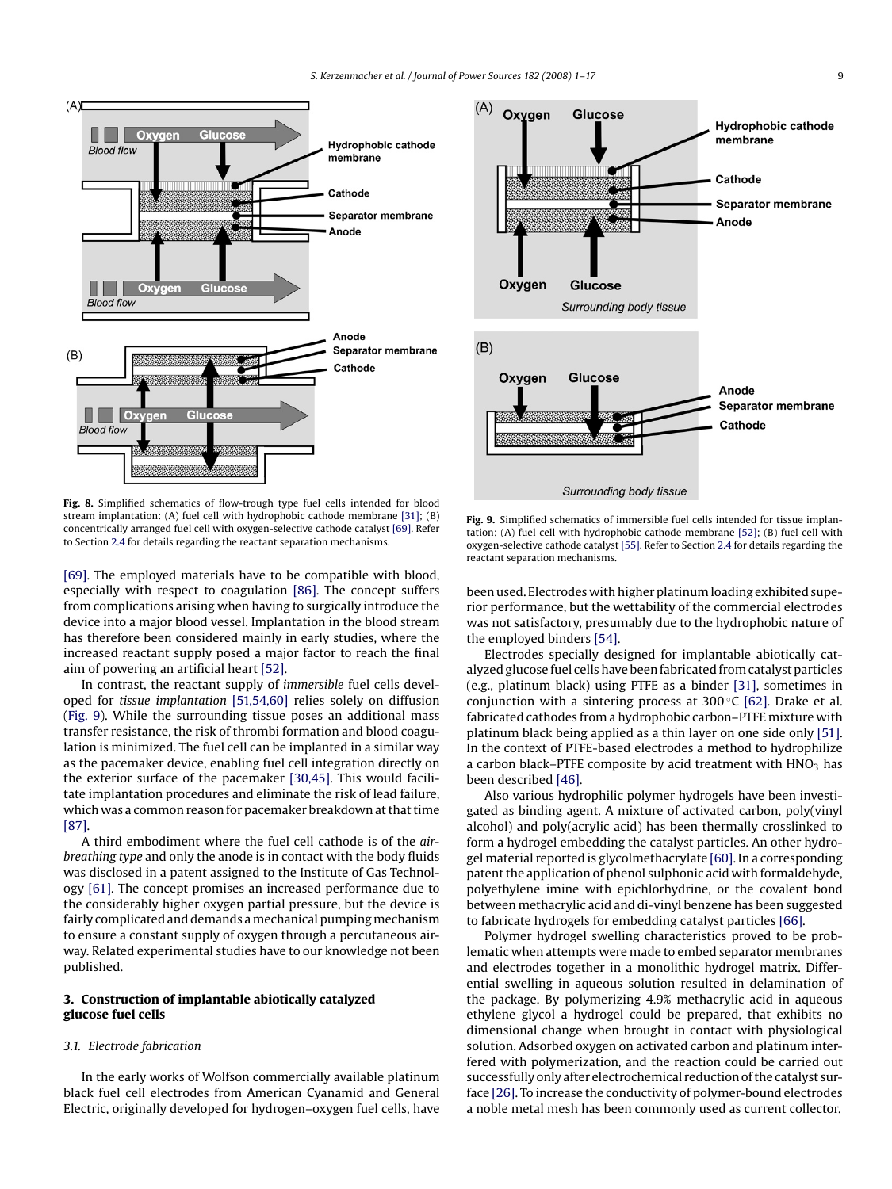Fig. 8. Simplified schematics of flow-trough type fuel cells intended for blood stream implantation: (A) fuel cell with hydrophobic cathode membrane [31]; (B) concentrically arranged fuel cell with oxygen-selective cathode catalyst [69]. Refer to Section 2.4 for details regarding the reactant separation mechanisms.

[69]. The employed materials have to be compatible with blood, especially with respect to coagulation [86]. The concept suffers from complications arising when having to surgically introduce the device into a major blood vessel. Implantation in the blood stream has therefore been considered mainly in early studies, where the increased reactant supply posed a major factor to reach the final aim of powering an artificial heart [52].

In contrast, the reactant supply of *immersible* fuel cells developed for *tissue implantation* [51,54,60] relies solely on diffusion (Fig. 9). While the surrounding tissue poses an additional mass transfer resistance, the risk of thrombi formation and blood coagulation is minimized. The fuel cell can be implanted in a similar way as the pacemaker device, enabling fuel cell integration directly on the exterior surface of the pacemaker [30,45]. This would facilitate implantation procedures and eliminate the risk of lead failure, which was a common reason for pacemaker breakdown at that time [87].

A third embodiment where the fuel cell cathode is of the *air-breathing type* and only the anode is in contact with the body fluids was disclosed in a patent assigned to the Institute of Gas Technology [61]. The concept promises an increased performance due to the considerably higher oxygen partial pressure, but the device is fairly complicated and demands a mechanical pumping mechanism to ensure a constant supply of oxygen through a percutaneous airway. Related experimental studies have to our knowledge not been published.

## 3. Construction of implantable abiotically catalyzed glucose fuel cells

### 3.1. Electrode fabrication

In the early works of Wolfson commercially available platinum black fuel cell electrodes from American Cyanamid and General Electric, originally developed for hydrogen–oxygen fuel cells, have been used. Electrodes with higher platinum loading exhibited superior performance, but the wettability of the commercial electrodes was not satisfactory, presumably due to the hydrophobic nature of the employed binders [54].

Fig. 9. Simplified schematics of immersible fuel cells intended for tissue implantation: (A) fuel cell with hydrophobic cathode membrane [52]; (B) fuel cell with oxygen-selective cathode catalyst [55]. Refer to Section 2.4 for details regarding the reactant separation mechanisms.

Electrodes specially designed for implantable abiotically catalyzed glucose fuel cells have been fabricated from catalyst particles (e.g., platinum black) using PTFE as a binder [31], sometimes in conjunction with a sintering process at 300 °C [62]. Drake et al. fabricated cathodes from a hydrophobic carbon–PTFE mixture with platinum black being applied as a thin layer on one side only [51]. In the context of PTFE-based electrodes a method to hydrophilize a carbon black–PTFE composite by acid treatment with $HNO_3$ has been described [46].

Also various hydrophilic polymer hydrogels have been investigated as binding agent. A mixture of activated carbon, poly(vinyl alcohol) and poly(acrylic acid) has been thermally crosslinked to form a hydrogel embedding the catalyst particles. An other hydrogel material reported is glycolmethacrylate [60]. In a corresponding patent the application of phenol sulphonic acid with formaldehyde, polyethylene imine with epichlorhydrine, or the covalent bond between methacrylic acid and di-vinyl benzene has been suggested to fabricate hydrogels for embedding catalyst particles [66].

Polymer hydrogel swelling characteristics proved to be problematic when attempts were made to embed separator membranes and electrodes together in a monolithic hydrogel matrix. Differential swelling in aqueous solution resulted in delamination of the package. By polymerizing 4.9% methacrylic acid in aqueous ethylene glycol a hydrogel could be prepared, that exhibits no dimensional change when brought in contact with physiological solution. Adsorbed oxygen on activated carbon and platinum interfered with polymerization, and the reaction could be carried out successfully only after electrochemical reduction of the catalyst surface [26]. To increase the conductivity of polymer-bound electrodes a noble metal mesh has been commonly used as current collector.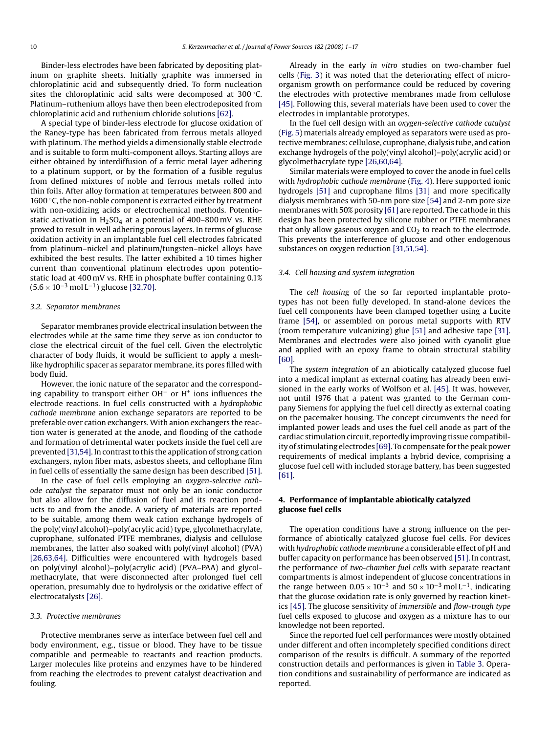Binder-less electrodes have been fabricated by depositing platinum on graphite sheets. Initially graphite was immersed in chloroplatinic acid and subsequently dried. To form nucleation sites the chloroplatinic acid salts were decomposed at 300 °C. Platinum–ruthenium alloys have then been electrodeposited from chloroplatinic acid and ruthenium chloride solutions [62].

A special type of binder-less electrode for glucose oxidation of the Raney-type has been fabricated from ferrous metals alloyed with platinum. The method yields a dimensionally stable electrode and is suitable to form multi-component alloys. Starting alloys are either obtained by interdiffusion of a ferric metal layer adhering to a platinum support, or by the formation of a fusible regulus from defined mixtures of noble and ferrous metals rolled into thin foils. After alloy formation at temperatures between 800 and 1600 °C, the non-noble component is extracted either by treatment with non-oxidizing acids or electrochemical methods. Potentiostatic activation in $H_2SO_4$ at a potential of 400–800 mV vs. RHE proved to result in well adhering porous layers. In terms of glucose oxidation activity in an implantable fuel cell electrodes fabricated from platinum–nickel and platinum/tungsten–nickel alloys have exhibited the best results. The latter exhibited a 10 times higher current than conventional platinum electrodes upon potentiostatic load at 400 mV vs. RHE in phosphate buffer containing 0.1% ($5.6 \times 10^{-3}$ mol $L^{-1}$) glucose [32,70].

### 3.2. Separator membranes

Separator membranes provide electrical insulation between the electrodes while at the same time they serve as ion conductor to close the electrical circuit of the fuel cell. Given the electrolytic character of body fluids, it would be sufficient to apply a mesh-like hydrophilic spacer as separator membrane, its pores filled with body fluid.

However, the ionic nature of the separator and the corresponding capability to transport either $OH^-$ or $H^+$ ions influences the electrode reactions. In fuel cells constructed with a *hydrophobic cathode membrane* anion exchange separators are reported to be preferable over cation exchangers. With anion exchangers the reaction water is generated at the anode, and flooding of the cathode and formation of detrimental water pockets inside the fuel cell are prevented [31,54]. In contrast to this the application of strong cation exchangers, nylon fiber mats, asbestos sheets, and cellophane film in fuel cells of essentially the same design has been described [51].

In the case of fuel cells employing an *oxygen-selective cathode catalyst* the separator must not only be an ionic conductor but also allow for the diffusion of fuel and its reaction products to and from the anode. A variety of materials are reported to be suitable, among them weak cation exchange hydrogels of the poly(vinyl alcohol)–poly(acrylic acid) type, glycolmethacrylate, cuprophane, sulfonated PTFE membranes, dialysis and cellulose membranes, the latter also soaked with poly(vinyl alcohol) (PVA) [26,63,64]. Difficulties were encountered with hydrogels based on poly(vinyl alcohol)–poly(acrylic acid) (PVA–PAA) and glycolmethacrylate, that were disconnected after prolonged fuel cell operation, presumably due to hydrolysis or the oxidative effect of electrocatalysts [26].

### 3.3. Protective membranes

Protective membranes serve as interface between fuel cell and body environment, e.g., tissue or blood. They have to be tissue compatible and permeable to reactants and reaction products. Larger molecules like proteins and enzymes have to be hindered from reaching the electrodes to prevent catalyst deactivation and fouling.

Already in the early *in vitro* studies on two-chamber fuel cells (Fig. 3) it was noted that the deteriorating effect of microorganism growth on performance could be reduced by covering the electrodes with protective membranes made from cellulose [45]. Following this, several materials have been used to cover the electrodes in implantable prototypes.

In the fuel cell design with an *oxygen-selective cathode catalyst* (Fig. 5) materials already employed as separators were used as protective membranes: cellulose, cuprophane, dialysis tube, and cation exchange hydrogels of the poly(vinyl alcohol)–poly(acrylic acid) or glycolmethacrylate type [26,60,64].

Similar materials were employed to cover the anode in fuel cells with *hydrophobic cathode membrane* (Fig. 4). Here supported ionic hydrogels [51] and cuprophane films [31] and more specifically dialysis membranes with 50-nm pore size [54] and 2-nm pore size membranes with 50% porosity [61] are reported. The cathode in this design has been protected by silicone rubber or PTFE membranes that only allow gaseous oxygen and $CO_2$ to reach to the electrode. This prevents the interference of glucose and other endogenous substances on oxygen reduction [31,51,54].

### 3.4. Cell housing and system integration

The *cell housing* of the so far reported implantable prototypes has not been fully developed. In stand-alone devices the fuel cell components have been clamped together using a Lucite frame [54], or assembled on porous metal supports with RTV (room temperature vulcanizing) glue [51] and adhesive tape [31]. Membranes and electrodes were also joined with cyanolit glue and applied with an epoxy frame to obtain structural stability [60].

The *system integration* of an abiotically catalyzed glucose fuel into a medical implant as external coating has already been envisioned in the early works of Wolfson et al. [45]. It was, however, not until 1976 that a patent was granted to the German company Siemens for applying the fuel cell directly as external coating on the pacemaker housing. The concept circumvents the need for implanted power leads and uses the fuel cell anode as part of the cardiac stimulation circuit, reportedly improving tissue compatibility of stimulating electrodes [69]. To compensate for the peak power requirements of medical implants a hybrid device, comprising a glucose fuel cell with included storage battery, has been suggested [61].

## 4. Performance of implantable abiotically catalyzed glucose fuel cells

The operation conditions have a strong influence on the performance of abiotically catalyzed glucose fuel cells. For devices with *hydrophobic cathode membrane* a considerable effect of pH and buffer capacity on performance has been observed [51]. In contrast, the performance of *two-chamber fuel cells* with separate reactant compartments is almost independent of glucose concentrations in the range between $0.05 \times 10^{-3}$ and $50 \times 10^{-3}$ mol $L^{-1}$, indicating that the glucose oxidation rate is only governed by reaction kinetics [45]. The glucose sensitivity of *immersible* and *flow-trough type* fuel cells exposed to glucose and oxygen as a mixture has to our knowledge not been reported.

Since the reported fuel cell performances were mostly obtained under different and often incompletely specified conditions direct comparison of the results is difficult. A summary of the reported construction details and performances is given in Table 3. Operation conditions and sustainability of performance are indicated as reported.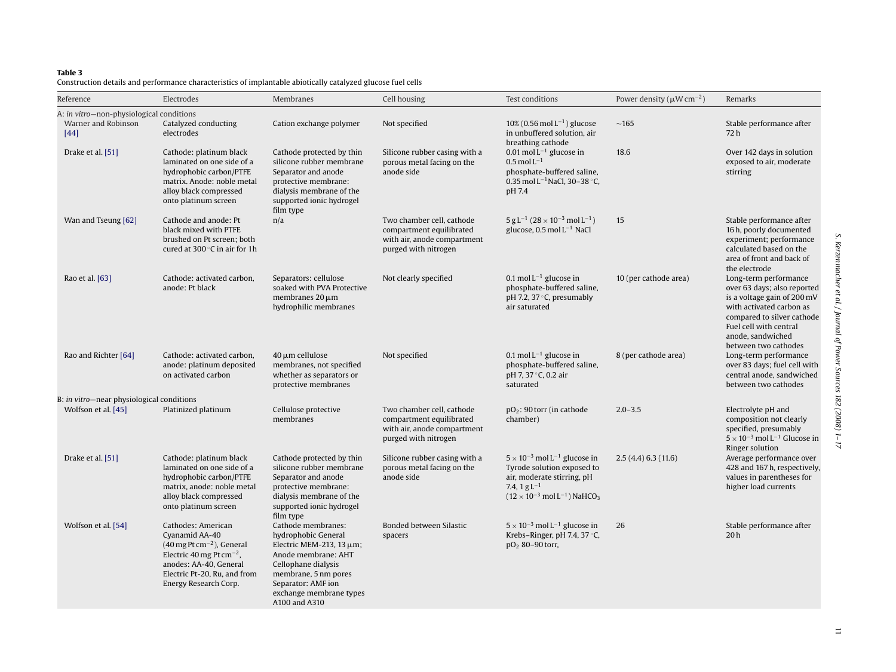**Table 3**
Construction details and performance characteristics of implantable abiotically catalyzed glucose fuel cells

| Reference | Electrodes | Membranes | Cell housing | Test conditions | Power density ($\mu W\,cm^{-2}$) | Remarks |
|---|---|---|---|---|---|---|
| A: *in vitro*—non-physiological conditions | | | | | | |
| Warner and Robinson [44] | Catalyzed conducting electrodes | Cation exchange polymer | Not specified | 10% ($0.56\,mol\,L^{-1}$) glucose in unbuffered solution, air breathing cathode | ~165 | Stable performance after 72 h |
| Drake et al. [51] | Cathode: platinum black laminated on one side of a hydrophobic carbon/PTFE matrix. Anode: noble metal alloy black compressed onto platinum screen | Cathode protected by thin silicone rubber membrane Separator and anode protective membrane: dialysis membrane of the supported ionic hydrogel film type | Silicone rubber casing with a porous metal facing on the anode side | $0.01\,mol\,L^{-1}$ glucose in $0.5\,mol\,L^{-1}$ phosphate-buffered saline, $0.35\,mol\,L^{-1}$ NaCl, 30–38 °C, pH 7.4 | 18.6 | Over 142 days in solution exposed to air, moderate stirring |
| Wan and Tseung [62] | Cathode and anode: Pt black mixed with PTFE brushed on Pt screen; both cured at 300 °C in air for 1h | n/a | Two chamber cell, cathode compartment equilibrated with air, anode compartment purged with nitrogen | $5\,g\,L^{-1}$ ($28 \times 10^{-3}\,mol\,L^{-1}$) glucose, $0.5\,mol\,L^{-1}$ NaCl | 15 | Stable performance after 16 h, poorly documented experiment; performance calculated based on the area of front and back of the electrode |
| Rao et al. [63] | Cathode: activated carbon, anode: Pt black | Separators: cellulose soaked with PVA Protective membranes 20 μm hydrophilic membranes | Not clearly specified | $0.1\,mol\,L^{-1}$ glucose in phosphate-buffered saline, pH 7.2, 37 °C, presumably air saturated | 10 (per cathode area) | Long-term performance over 63 days; also reported is a voltage gain of 200 mV with activated carbon as compared to silver cathode Fuel cell with central anode, sandwiched between two cathodes |
| Rao and Richter [64] | Cathode: activated carbon, anode: platinum deposited on activated carbon | 40 μm cellulose membranes, not specified whether as separators or protective membranes | Not specified | $0.1\,mol\,L^{-1}$ glucose in phosphate-buffered saline, pH 7, 37 °C, 0.2 air saturated | 8 (per cathode area) | Long-term performance over 83 days; fuel cell with central anode, sandwiched between two cathodes |
| B: *in vitro*—near physiological conditions | | | | | | |
| Wolfson et al. [45] | Platinized platinum | Cellulose protective membranes | Two chamber cell, cathode compartment equilibrated with air, anode compartment purged with nitrogen | $pO_2$: 90 torr (in cathode chamber) | 2.0–3.5 | Electrolyte pH and composition not clearly specified, presumably $5 \times 10^{-3}\,mol\,L^{-1}$ Glucose in Ringer solution |
| Drake et al. [51] | Cathode: platinum black laminated on one side of a hydrophobic carbon/PTFE matrix, anode: noble metal alloy black compressed onto platinum screen | Cathode protected by thin silicone rubber membrane Separator and anode protective membrane: dialysis membrane of the supported ionic hydrogel film type | Silicone rubber casing with a porous metal facing on the anode side | $5 \times 10^{-3}\,mol\,L^{-1}$ glucose in Tyrode solution exposed to air, moderate stirring, pH 7.4, $1\,g\,L^{-1}$ ($12 \times 10^{-3}\,mol\,L^{-1}$) $NaHCO_3$ | 2.5 (4.4) 6.3 (11.6) | Average performance over 428 and 167 h, respectively, values in parentheses for higher load currents |
| Wolfson et al. [54] | Cathodes: American Cyanamid AA-40 ($40\,mg\,Pt\,cm^{-2}$), General Electric $40\,mg\,Pt\,cm^{-2}$, anodes: AA-40, General Electric Pt-20, Ru, and from Energy Research Corp. | Cathode membranes: hydrophobic General Electric MEM-213, 13 μm; Anode membrane: AHT Cellophane dialysis membrane, 5 nm pores Separator: AMF ion exchange membrane types A100 and A310 | Bonded between Silastic spacers | $5 \times 10^{-3}\,mol\,L^{-1}$ glucose in Krebs–Ringer, pH 7.4, 37 °C, $pO_2$ 80–90 torr, | 26 | Stable performance after 20 h |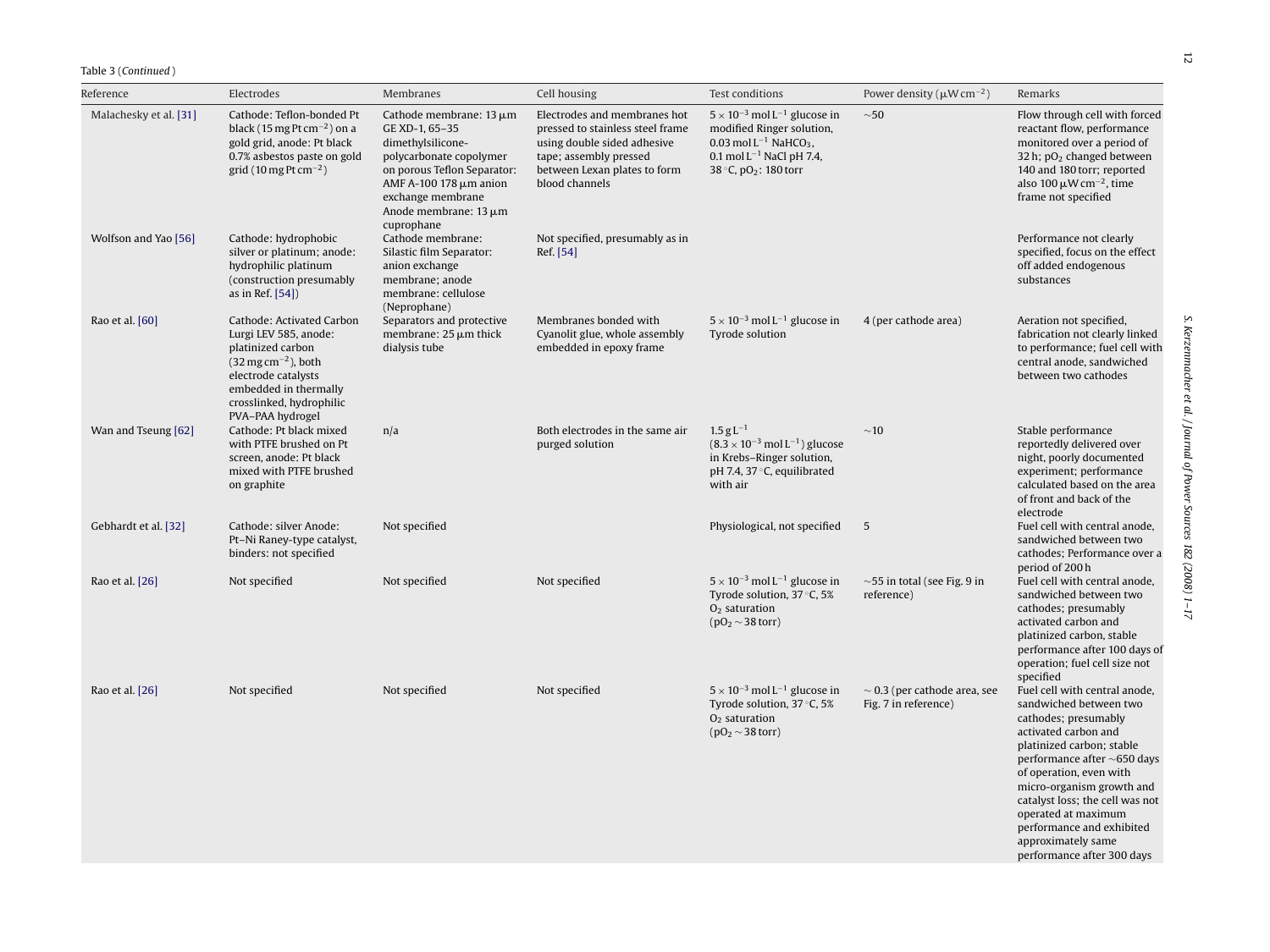Table 3 (*Continued*)

| Reference | Electrodes | Membranes | Cell housing | Test conditions | Power density ($\mu W\,cm^{-2}$) | Remarks |
|---|---|---|---|---|---|---|
| Malachesky et al. [31] | Cathode: Teflon-bonded Pt black ($15\,mg\,Pt\,cm^{-2}$) on a gold grid, anode: Pt black 0.7% asbestos paste on gold grid ($10\,mg\,Pt\,cm^{-2}$) | Cathode membrane: 13 μm GE XD-1, 65–35 dimethylsilicone-polycarbonate copolymer on porous Teflon Separator: AMF A-100 178 μm anion exchange membrane Anode membrane: 13 μm cuprophane | Electrodes and membranes hot pressed to stainless steel frame using double sided adhesive tape; assembly pressed between Lexan plates to form blood channels | $5 \times 10^{-3}\,mol\,L^{-1}$ glucose in modified Ringer solution, $0.03\,mol\,L^{-1}$ $NaHCO_3$, $0.1\,mol\,L^{-1}$ NaCl pH 7.4, 38 °C, $pO_2$: 180 torr | ~50 | Flow through cell with forced reactant flow, performance monitored over a period of 32 h; $pO_2$ changed between 140 and 180 torr; reported also $100\,\mu W\,cm^{-2}$, time frame not specified |
| Wolfson and Yao [56] | Cathode: hydrophobic silver or platinum; anode: hydrophilic platinum (construction presumably as in Ref. [54]) | Cathode membrane: Silastic film Separator: anion exchange membrane; anode membrane: cellulose (Neprophane) | Not specified, presumably as in Ref. [54] | | | Performance not clearly specified, focus on the effect off added endogenous substances |
| Rao et al. [60] | Cathode: Activated Carbon Lurgi LEV 585, anode: platinized carbon ($32\,mg\,cm^{-2}$), both electrode catalysts embedded in thermally crosslinked, hydrophilic PVA–PAA hydrogel | Separators and protective membrane: 25 μm thick dialysis tube | Membranes bonded with Cyanolit glue, whole assembly embedded in epoxy frame | $5 \times 10^{-3}\,mol\,L^{-1}$ glucose in Tyrode solution | 4 (per cathode area) | Aeration not specified, fabrication not clearly linked to performance; fuel cell with central anode, sandwiched between two cathodes |
| Wan and Tseung [62] | Cathode: Pt black mixed with PTFE brushed on Pt screen, anode: Pt black mixed with PTFE brushed on graphite | n/a | Both electrodes in the same air purged solution | $1.5\,g\,L^{-1}$ ($8.3 \times 10^{-3}\,mol\,L^{-1}$) glucose in Krebs–Ringer solution, pH 7.4, 37 °C, equilibrated with air | ~10 | Stable performance reportedly delivered over night, poorly documented experiment; performance calculated based on the area of front and back of the electrode |
| Gebhardt et al. [32] | Cathode: silver Anode: Pt–Ni Raney-type catalyst, binders: not specified | Not specified | | Physiological, not specified | 5 | Fuel cell with central anode, sandwiched between two cathodes; Performance over a period of 200 h |
| Rao et al. [26] | Not specified | Not specified | Not specified | $5 \times 10^{-3}\,mol\,L^{-1}$ glucose in Tyrode solution, 37 °C, 5% $O_2$ saturation ($pO_2 \sim 38$ torr) | ~55 in total (see Fig. 9 in reference) | Fuel cell with central anode, sandwiched between two cathodes; presumably activated carbon and platinized carbon, stable performance after 100 days of operation; fuel cell size not specified |
| Rao et al. [26] | Not specified | Not specified | Not specified | $5 \times 10^{-3}\,mol\,L^{-1}$ glucose in Tyrode solution, 37 °C, 5% $O_2$ saturation ($pO_2 \sim 38$ torr) | ~ 0.3 (per cathode area, see Fig. 7 in reference) | Fuel cell with central anode, sandwiched between two cathodes; presumably activated carbon and platinized carbon; stable performance after ~650 days of operation, even with micro-organism growth and catalyst loss; the cell was not operated at maximum performance and exhibited approximately same performance after 300 days |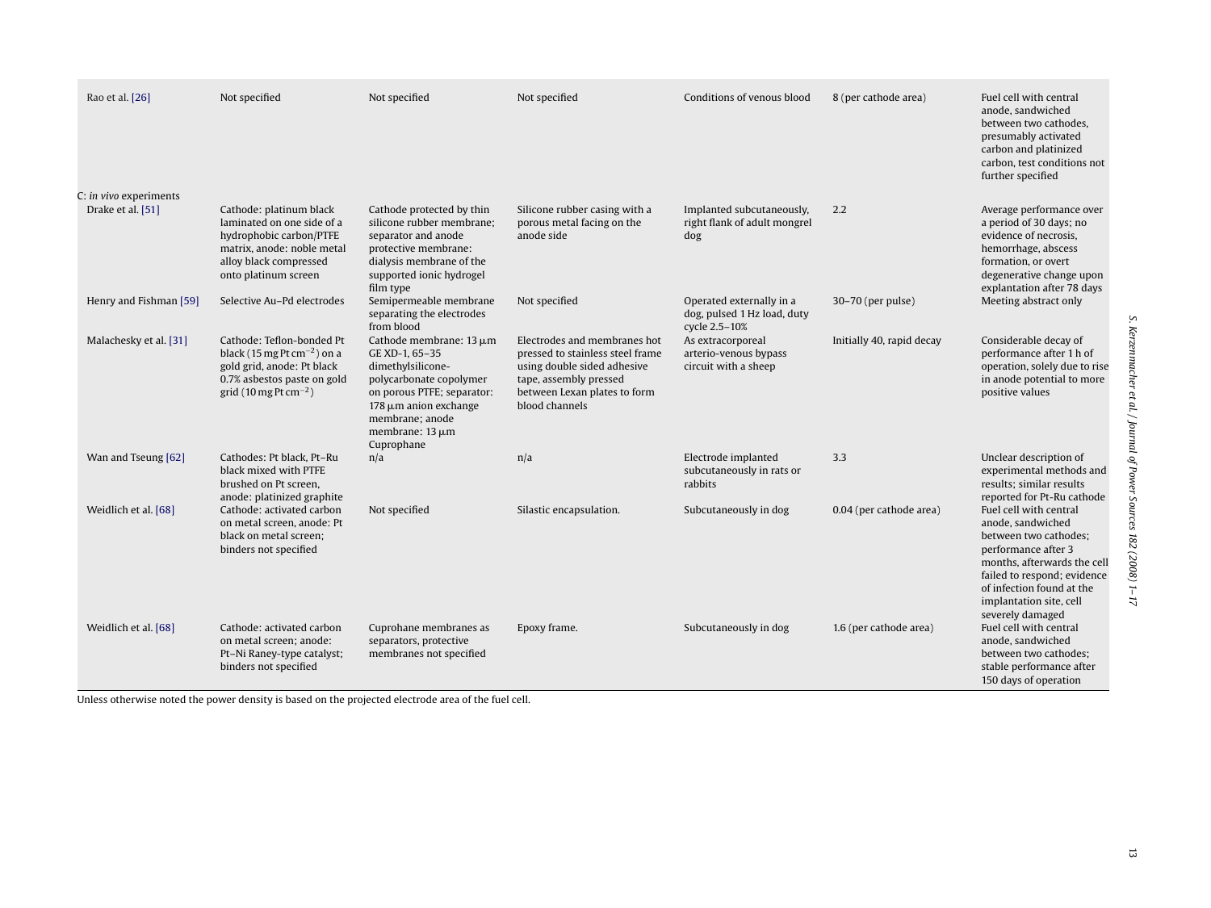| | | | | | | |
|---|---|---|---|---|---|---|
| Rao et al. [26] | Not specified | Not specified | Not specified | Conditions of venous blood | 8 (per cathode area) | Fuel cell with central anode, sandwiched between two cathodes, presumably activated carbon and platinized carbon, test conditions not further specified |
| C: *in vivo* experiments | | | | | | |
| Drake et al. [51] | Cathode: platinum black laminated on one side of a hydrophobic carbon/PTFE matrix, anode: noble metal alloy black compressed onto platinum screen | Cathode protected by thin silicone rubber membrane; separator and anode protective membrane: dialysis membrane of the supported ionic hydrogel film type | Silicone rubber casing with a porous metal facing on the anode side | Implanted subcutaneously, right flank of adult mongrel dog | 2.2 | Average performance over a period of 30 days; no evidence of necrosis, hemorrhage, abscess formation, or overt degenerative change upon explantation after 78 days |
| Henry and Fishman [59] | Selective Au–Pd electrodes | Semipermeable membrane separating the electrodes from blood | Not specified | Operated externally in a dog, pulsed 1 Hz load, duty cycle 2.5–10% | 30–70 (per pulse) | Meeting abstract only |
| Malachesky et al. [31] | Cathode: Teflon-bonded Pt black ($15\,mg\,Pt\,cm^{-2}$) on a gold grid, anode: Pt black 0.7% asbestos paste on gold grid ($10\,mg\,Pt\,cm^{-2}$) | Cathode membrane: 13 μm GE XD-1, 65–35 dimethylsilicone-polycarbonate copolymer on porous PTFE; separator: 178 μm anion exchange membrane; anode membrane: 13 μm Cuprophane | Electrodes and membranes hot pressed to stainless steel frame using double sided adhesive tape, assembly pressed between Lexan plates to form blood channels | As extracorporeal arterio-venous bypass circuit with a sheep | Initially 40, rapid decay | Considerable decay of performance after 1 h of operation, solely due to rise in anode potential to more positive values |
| Wan and Tseung [62] | Cathodes: Pt black, Pt–Ru black mixed with PTFE brushed on Pt screen, anode: platinized graphite | n/a | n/a | Electrode implanted subcutaneously in rats or rabbits | 3.3 | Unclear description of experimental methods and results; similar results reported for Pt-Ru cathode |
| Weidlich et al. [68] | Cathode: activated carbon on metal screen, anode: Pt black on metal screen; binders not specified | Not specified | Silastic encapsulation. | Subcutaneously in dog | 0.04 (per cathode area) | Fuel cell with central anode, sandwiched between two cathodes; performance after 3 months, afterwards the cell failed to respond; evidence of infection found at the implantation site, cell severely damaged |
| Weidlich et al. [68] | Cathode: activated carbon on metal screen; anode: Pt–Ni Raney-type catalyst; binders not specified | Cuprohane membranes as separators, protective membranes not specified | Epoxy frame. | Subcutaneously in dog | 1.6 (per cathode area) | Fuel cell with central anode, sandwiched between two cathodes; stable performance after 150 days of operation |

Unless otherwise noted the power density is based on the projected electrode area of the fuel cell.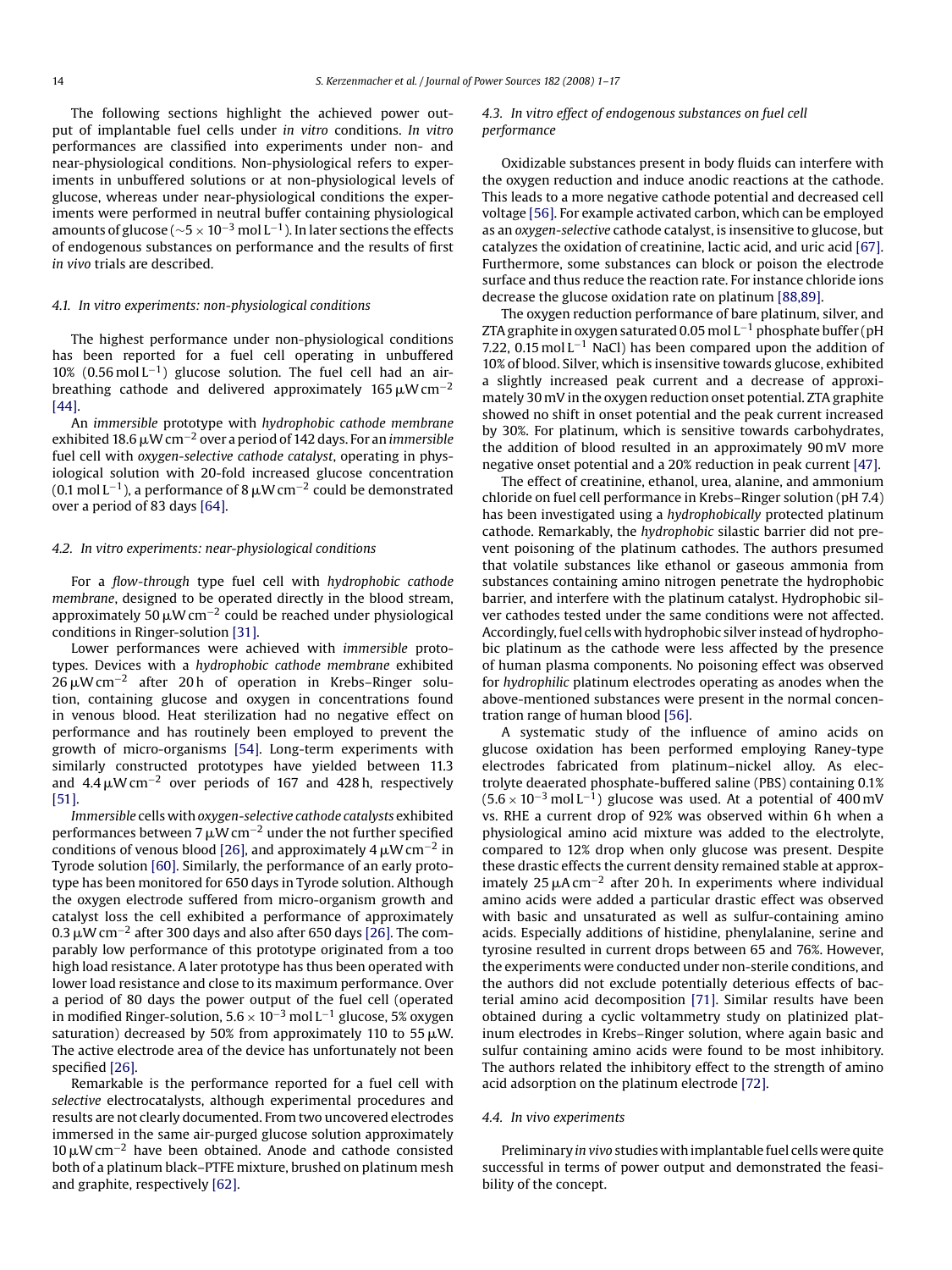The following sections highlight the achieved power output of implantable fuel cells under *in vitro* conditions. *In vitro* performances are classified into experiments under non- and near-physiological conditions. Non-physiological refers to experiments in unbuffered solutions or at non-physiological levels of glucose, whereas under near-physiological conditions the experiments were performed in neutral buffer containing physiological amounts of glucose ($\sim 5 \times 10^{-3}$ mol L$^{-1}$). In later sections the effects of endogenous substances on performance and the results of first *in vivo* trials are described.

### *4.1. In vitro experiments: non-physiological conditions*

The highest performance under non-physiological conditions has been reported for a fuel cell operating in unbuffered 10% (0.56 mol L$^{-1}$) glucose solution. The fuel cell had an air-breathing cathode and delivered approximately 165 μW cm$^{-2}$ [44].

An *immersible* prototype with *hydrophobic cathode membrane* exhibited 18.6 μW cm$^{-2}$ over a period of 142 days. For an *immersible* fuel cell with *oxygen-selective cathode catalyst*, operating in physiological solution with 20-fold increased glucose concentration (0.1 mol L$^{-1}$), a performance of 8 μW cm$^{-2}$ could be demonstrated over a period of 83 days [64].

### *4.2. In vitro experiments: near-physiological conditions*

For a *flow-through* type fuel cell with *hydrophobic cathode membrane*, designed to be operated directly in the blood stream, approximately 50 μW cm$^{-2}$ could be reached under physiological conditions in Ringer-solution [31].

Lower performances were achieved with *immersible* prototypes. Devices with a *hydrophobic cathode membrane* exhibited 26 μW cm$^{-2}$ after 20 h of operation in Krebs–Ringer solution, containing glucose and oxygen in concentrations found in venous blood. Heat sterilization had no negative effect on performance and has routinely been employed to prevent the growth of micro-organisms [54]. Long-term experiments with similarly constructed prototypes have yielded between 11.3 and 4.4 μW cm$^{-2}$ over periods of 167 and 428 h, respectively [51].

*Immersible* cells with *oxygen-selective cathode catalysts* exhibited performances between 7 μW cm$^{-2}$ under the not further specified conditions of venous blood [26], and approximately 4 μW cm$^{-2}$ in Tyrode solution [60]. Similarly, the performance of an early prototype has been monitored for 650 days in Tyrode solution. Although the oxygen electrode suffered from micro-organism growth and catalyst loss the cell exhibited a performance of approximately 0.3 μW cm$^{-2}$ after 300 days and also after 650 days [26]. The comparably low performance of this prototype originated from a too high load resistance. A later prototype has thus been operated with lower load resistance and close to its maximum performance. Over a period of 80 days the power output of the fuel cell (operated in modified Ringer-solution, $5.6 \times 10^{-3}$ mol L$^{-1}$ glucose, 5% oxygen saturation) decreased by 50% from approximately 110 to 55 μW. The active electrode area of the device has unfortunately not been specified [26].

Remarkable is the performance reported for a fuel cell with *selective* electrocatalysts, although experimental procedures and results are not clearly documented. From two uncovered electrodes immersed in the same air-purged glucose solution approximately 10 μW cm$^{-2}$ have been obtained. Anode and cathode consisted both of a platinum black–PTFE mixture, brushed on platinum mesh and graphite, respectively [62].

### *4.3. In vitro effect of endogenous substances on fuel cell performance*

Oxidizable substances present in body fluids can interfere with the oxygen reduction and induce anodic reactions at the cathode. This leads to a more negative cathode potential and decreased cell voltage [56]. For example activated carbon, which can be employed as an *oxygen-selective* cathode catalyst, is insensitive to glucose, but catalyzes the oxidation of creatinine, lactic acid, and uric acid [67]. Furthermore, some substances can block or poison the electrode surface and thus reduce the reaction rate. For instance chloride ions decrease the glucose oxidation rate on platinum [88,89].

The oxygen reduction performance of bare platinum, silver, and ZTA graphite in oxygen saturated 0.05 mol L$^{-1}$ phosphate buffer (pH 7.22, 0.15 mol L$^{-1}$ NaCl) has been compared upon the addition of 10% of blood. Silver, which is insensitive towards glucose, exhibited a slightly increased peak current and a decrease of approximately 30 mV in the oxygen reduction onset potential. ZTA graphite showed no shift in onset potential and the peak current increased by 30%. For platinum, which is sensitive towards carbohydrates, the addition of blood resulted in an approximately 90 mV more negative onset potential and a 20% reduction in peak current [47].

The effect of creatinine, ethanol, urea, alanine, and ammonium chloride on fuel cell performance in Krebs–Ringer solution (pH 7.4) has been investigated using a *hydrophobically* protected platinum cathode. Remarkably, the *hydrophobic* silastic barrier did not prevent poisoning of the platinum cathodes. The authors presumed that volatile substances like ethanol or gaseous ammonia from substances containing amino nitrogen penetrate the hydrophobic barrier, and interfere with the platinum catalyst. Hydrophobic silver cathodes tested under the same conditions were not affected. Accordingly, fuel cells with hydrophobic silver instead of hydrophobic platinum as the cathode were less affected by the presence of human plasma components. No poisoning effect was observed for *hydrophilic* platinum electrodes operating as anodes when the above-mentioned substances were present in the normal concentration range of human blood [56].

A systematic study of the influence of amino acids on glucose oxidation has been performed employing Raney-type electrodes fabricated from platinum–nickel alloy. As electrolyte deaerated phosphate-buffered saline (PBS) containing 0.1% ($5.6 \times 10^{-3}$ mol L$^{-1}$) glucose was used. At a potential of 400 mV vs. RHE a current drop of 92% was observed within 6 h when a physiological amino acid mixture was added to the electrolyte, compared to 12% drop when only glucose was present. Despite these drastic effects the current density remained stable at approximately 25 μA cm$^{-2}$ after 20 h. In experiments where individual amino acids were added a particular drastic effect was observed with basic and unsaturated as well as sulfur-containing amino acids. Especially additions of histidine, phenylalanine, serine and tyrosine resulted in current drops between 65 and 76%. However, the experiments were conducted under non-sterile conditions, and the authors did not exclude potentially deterious effects of bacterial amino acid decomposition [71]. Similar results have been obtained during a cyclic voltammetry study on platinized platinum electrodes in Krebs–Ringer solution, where again basic and sulfur containing amino acids were found to be most inhibitory. The authors related the inhibitory effect to the strength of amino acid adsorption on the platinum electrode [72].

### *4.4. In vivo experiments*

Preliminary *in vivo* studies with implantable fuel cells were quite successful in terms of power output and demonstrated the feasibility of the concept.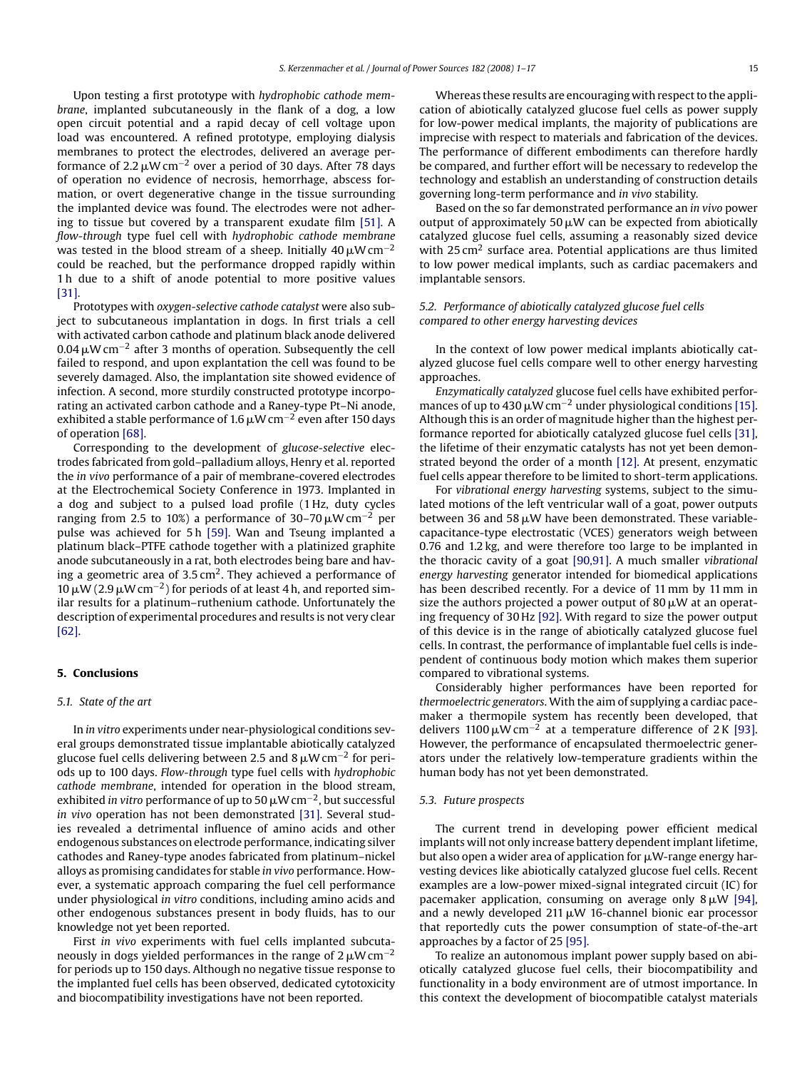Upon testing a first prototype with *hydrophobic cathode membrane*, implanted subcutaneously in the flank of a dog, a low open circuit potential and a rapid decay of cell voltage upon load was encountered. A refined prototype, employing dialysis membranes to protect the electrodes, delivered an average performance of 2.2 $\mu W\,cm^{-2}$ over a period of 30 days. After 78 days of operation no evidence of necrosis, hemorrhage, abscess formation, or overt degenerative change in the tissue surrounding the implanted device was found. The electrodes were not adhering to tissue but covered by a transparent exudate film [51]. A *flow-through* type fuel cell with *hydrophobic cathode membrane* was tested in the blood stream of a sheep. Initially 40 $\mu W\,cm^{-2}$ could be reached, but the performance dropped rapidly within 1 h due to a shift of anode potential to more positive values [31].

Prototypes with *oxygen-selective cathode catalyst* were also subject to subcutaneous implantation in dogs. In first trials a cell with activated carbon cathode and platinum black anode delivered 0.04 $\mu W\,cm^{-2}$ after 3 months of operation. Subsequently the cell failed to respond, and upon explantation the cell was found to be severely damaged. Also, the implantation site showed evidence of infection. A second, more sturdily constructed prototype incorporating an activated carbon cathode and a Raney-type Pt–Ni anode, exhibited a stable performance of 1.6 $\mu W\,cm^{-2}$ even after 150 days of operation [68].

Corresponding to the development of *glucose-selective* electrodes fabricated from gold–palladium alloys, Henry et al. reported the *in vivo* performance of a pair of membrane-covered electrodes at the Electrochemical Society Conference in 1973. Implanted in a dog and subject to a pulsed load profile (1 Hz, duty cycles ranging from 2.5 to 10%) a performance of 30–70 $\mu W\,cm^{-2}$ per pulse was achieved for 5 h [59]. Wan and Tseung implanted a platinum black–PTFE cathode together with a platinized graphite anode subcutaneously in a rat, both electrodes being bare and having a geometric area of 3.5 $cm^2$. They achieved a performance of 10 $\mu W$ (2.9 $\mu W\,cm^{-2}$) for periods of at least 4 h, and reported similar results for a platinum–ruthenium cathode. Unfortunately the description of experimental procedures and results is not very clear [62].

## 5. Conclusions

### 5.1. State of the art

In *in vitro* experiments under near-physiological conditions several groups demonstrated tissue implantable abiotically catalyzed glucose fuel cells delivering between 2.5 and 8 $\mu W\,cm^{-2}$ for periods up to 100 days. *Flow-through* type fuel cells with *hydrophobic cathode membrane*, intended for operation in the blood stream, exhibited *in vitro* performance of up to 50 $\mu W\,cm^{-2}$, but successful *in vivo* operation has not been demonstrated [31]. Several studies revealed a detrimental influence of amino acids and other endogenous substances on electrode performance, indicating silver cathodes and Raney-type anodes fabricated from platinum–nickel alloys as promising candidates for stable *in vivo* performance. However, a systematic approach comparing the fuel cell performance under physiological *in vitro* conditions, including amino acids and other endogenous substances present in body fluids, has to our knowledge not yet been reported.

First *in vivo* experiments with fuel cells implanted subcutaneously in dogs yielded performances in the range of 2 $\mu W\,cm^{-2}$ for periods up to 150 days. Although no negative tissue response to the implanted fuel cells has been observed, dedicated cytotoxicity and biocompatibility investigations have not been reported.

Whereas these results are encouraging with respect to the application of abiotically catalyzed glucose fuel cells as power supply for low-power medical implants, the majority of publications are imprecise with respect to materials and fabrication of the devices. The performance of different embodiments can therefore hardly be compared, and further effort will be necessary to redevelop the technology and establish an understanding of construction details governing long-term performance and *in vivo* stability.

Based on the so far demonstrated performance an *in vivo* power output of approximately 50 $\mu W$ can be expected from abiotically catalyzed glucose fuel cells, assuming a reasonably sized device with 25 $cm^2$ surface area. Potential applications are thus limited to low power medical implants, such as cardiac pacemakers and implantable sensors.

### 5.2. Performance of abiotically catalyzed glucose fuel cells compared to other energy harvesting devices

In the context of low power medical implants abiotically catalyzed glucose fuel cells compare well to other energy harvesting approaches.

*Enzymatically catalyzed* glucose fuel cells have exhibited performances of up to 430 $\mu W\,cm^{-2}$ under physiological conditions [15]. Although this is an order of magnitude higher than the highest performance reported for abiotically catalyzed glucose fuel cells [31], the lifetime of their enzymatic catalysts has not yet been demonstrated beyond the order of a month [12]. At present, enzymatic fuel cells appear therefore to be limited to short-term applications.

For *vibrational energy harvesting* systems, subject to the simulated motions of the left ventricular wall of a goat, power outputs between 36 and 58 $\mu W$ have been demonstrated. These variable-capacitance-type electrostatic (VCES) generators weigh between 0.76 and 1.2 kg, and were therefore too large to be implanted in the thoracic cavity of a goat [90,91]. A much smaller *vibrational energy harvesting* generator intended for biomedical applications has been described recently. For a device of 11 mm by 11 mm in size the authors projected a power output of 80 $\mu W$ at an operating frequency of 30 Hz [92]. With regard to size the power output of this device is in the range of abiotically catalyzed glucose fuel cells. In contrast, the performance of implantable fuel cells is independent of continuous body motion which makes them superior compared to vibrational systems.

Considerably higher performances have been reported for *thermoelectric generators*. With the aim of supplying a cardiac pacemaker a thermopile system has recently been developed, that delivers 1100 $\mu W\,cm^{-2}$ at a temperature difference of 2 K [93]. However, the performance of encapsulated thermoelectric generators under the relatively low-temperature gradients within the human body has not yet been demonstrated.

### 5.3. Future prospects

The current trend in developing power efficient medical implants will not only increase battery dependent implant lifetime, but also open a wider area of application for $\mu W$-range energy harvesting devices like abiotically catalyzed glucose fuel cells. Recent examples are a low-power mixed-signal integrated circuit (IC) for pacemaker application, consuming on average only 8 $\mu W$ [94], and a newly developed 211 $\mu W$ 16-channel bionic ear processor that reportedly cuts the power consumption of state-of-the-art approaches by a factor of 25 [95].

To realize an autonomous implant power supply based on abiotically catalyzed glucose fuel cells, their biocompatibility and functionality in a body environment are of utmost importance. In this context the development of biocompatible catalyst materials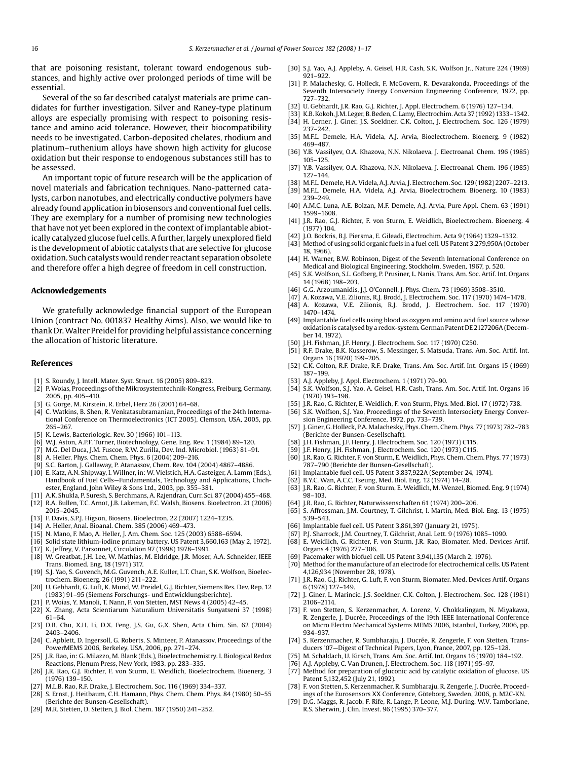that are poisoning resistant, tolerant toward endogenous substances, and highly active over prolonged periods of time will be essential.

Several of the so far described catalyst materials are prime candidates for further investigation. Silver and Raney-type platinum alloys are especially promising with respect to poisoning resistance and amino acid tolerance. However, their biocompatibility needs to be investigated. Carbon-deposited chelates, rhodium and platinum–ruthenium alloys have shown high activity for glucose oxidation but their response to endogenous substances still has to be assessed.

An important topic of future research will be the application of novel materials and fabrication techniques. Nano-patterned catalysts, carbon nanotubes, and electrically conductive polymers have already found application in biosensors and conventional fuel cells. They are exemplary for a number of promising new technologies that have not yet been explored in the context of implantable abiotically catalyzed glucose fuel cells. A further, largely unexplored field is the development of abiotic catalysts that are selective for glucose oxidation. Such catalysts would render reactant separation obsolete and therefore offer a high degree of freedom in cell construction.

## Acknowledgements

We gratefully acknowledge financial support of the European Union (contract No. 001837 Healthy Aims). Also, we would like to thank Dr. Walter Preidel for providing helpful assistance concerning the allocation of historic literature.

## References

[1] S. Roundy, J. Intell. Mater. Syst. Struct. 16 (2005) 809–823.
[2] P. Woias, Proceedings of the Mikrosystemtechnik-Kongress, Freiburg, Germany, 2005, pp. 405–410.
[3] G. Gorge, M. Kirstein, R. Erbel, Herz 26 (2001) 64–68.
[4] C. Watkins, B. Shen, R. Venkatasubramanian, Proceedings of the 24th International Conference on Thermoelectronics (ICT 2005), Clemson, USA, 2005, pp. 265–267.
[5] K. Lewis, Bacteriologic. Rev. 30 (1966) 101–113.
[6] W.J. Aston, A.P.F. Turner, Biotechnology, Gene. Eng. Rev. 1 (1984) 89–120.
[7] M.G. Del Duca, J.M. Fuscoe, R.W. Zurilla, Dev. Ind. Microbiol. (1963) 81–91.
[8] A. Heller, Phys. Chem. Chem. Phys. 6 (2004) 209–216.
[9] S.C. Barton, J. Gallaway, P. Atanassov, Chem. Rev. 104 (2004) 4867–4886.
[10] E. Katz, A.N. Shipway, I. Willner, in: W. Vielstich, H.A. Gasteiger, A. Lamm (Eds.), Handbook of Fuel Cells—Fundamentals, Technology and Applications, Chichester, England, John Wiley & Sons Ltd., 2003, pp. 355–381.
[11] A.K. Shukla, P. Suresh, S. Berchmans, A. Rajendran, Curr. Sci. 87 (2004) 455–468.
[12] R.A. Bullen, T.C. Arnot, J.B. Lakeman, F.C. Walsh, Biosens. Bioelectron. 21 (2006) 2015–2045.
[13] F. Davis, S.P.J. Higson, Biosens. Bioelectron. 22 (2007) 1224–1235.
[14] A. Heller, Anal. Bioanal. Chem. 385 (2006) 469–473.
[15] N. Mano, F. Mao, A. Heller, J. Am. Chem. Soc. 125 (2003) 6588–6594.
[16] Solid state lithium-iodine primary battery. US Patent 3,660,163 (May 2, 1972).
[17] K. Jeffrey, V. Parsonnet, Circulation 97 (1998) 1978–1991.
[18] W. Greatbat, J.H. Lee, W. Mathias, M. Eldridge, J.R. Moser, A.A. Schneider, IEEE Trans. Biomed. Eng, 18 (1971) 317.
[19] S.J. Yao, S. Guvench, M.G. Guvench, A.E. Kuller, L.T. Chan, S.K. Wolfson, Bioelectrochem. Bioenerg. 26 (1991) 211–222.
[20] U. Gebhardt, G. Luft, K. Mund, W. Preidel, G.J. Richter, Siemens Res. Dev. Rep. 12 (1983) 91–95 (Siemens Forschungs- und Entwicklungsberichte).
[21] P. Woias, Y. Manoli, T. Nann, F. von Stetten, MST News 4 (2005) 42–45.
[22] X. Zhang, Acta Scientiarum Naturalium Universitatis Sunyatseni 37 (1998) 61–64.
[23] D.B. Chu, X.H. Li, D.X. Feng, J.S. Gu, G.X. Shen, Acta Chim. Sin. 62 (2004) 2403–2406.
[24] C. Apblett, D. Ingersoll, G. Roberts, S. Minteer, P. Atanassov, Proceedings of the PowerMEMS 2006, Berkeley, USA, 2006, pp. 271–274.
[25] J.R. Rao, in: G. Milazzo, M. Blank (Eds.), Bioelectrochemistry. I. Biological Redox Reactions, Plenum Press, New York, 1983, pp. 283–335.
[26] J.R. Rao, G.J. Richter, F. von Sturm, E. Weidlich, Bioelectrochem. Bioenerg. 3 (1976) 139–150.
[27] M.L.B. Rao, R.F. Drake, J. Electrochem. Soc. 116 (1969) 334–337.
[28] S. Ernst, J. Heitbaum, C.H. Hamann, Phys. Chem. Chem. Phys. 84 (1980) 50–55 (Berichte der Bunsen-Gesellschaft).
[29] M.R. Stetten, D. Stetten, J. Biol. Chem. 187 (1950) 241–252.
[30] S.J. Yao, A.J. Appleby, A. Geisel, H.R. Cash, S.K. Wolfson Jr., Nature 224 (1969) 921–922.
[31] P. Malachesky, G. Holleck, F. McGovern, R. Devarakonda, Proceedings of the Seventh Intersociety Energy Conversion Engineering Conference, 1972, pp. 727–732.
[32] U. Gebhardt, J.R. Rao, G.J. Richter, J. Appl. Electrochem. 6 (1976) 127–134.
[33] K.B. Kokoh, J.M. Leger, B. Beden, C. Lamy, Electrochim. Acta 37 (1992) 1333–1342.
[34] H. Lerner, J. Giner, J.S. Soeldner, C.K. Colton, J. Electrochem. Soc. 126 (1979) 237–242.
[35] M.F.L. Demele, H.A. Videla, A.J. Arvia, Bioelectrochem. Bioenerg. 9 (1982) 469–487.
[36] Y.B. Vassilyev, O.A. Khazova, N.N. Nikolaeva, J. Electroanal. Chem. 196 (1985) 105–125.
[37] Y.B. Vassilyev, O.A. Khazova, N.N. Nikolaeva, J. Electroanal. Chem. 196 (1985) 127–144.
[38] M.F.L. Demele, H.A. Videla, A.J. Arvia, J. Electrochem. Soc. 129 (1982) 2207–2213.
[39] M.F.L. Demele, H.A. Videla, A.J. Arvia, Bioelectrochem. Bioenerg. 10 (1983) 239–249.
[40] A.M.C. Luna, A.E. Bolzan, M.F. Demele, A.J. Arvia, Pure Appl. Chem. 63 (1991) 1599–1608.
[41] J.R. Rao, G.J. Richter, F. von Sturm, E. Weidlich, Bioelectrochem. Bioenerg. 4 (1977) 104.
[42] J.O. Bockris, B.J. Piersma, E. Gileadi, Electrochim. Acta 9 (1964) 1329–1332.
[43] Method of using solid organic fuels in a fuel cell. US Patent 3,279,950A (October 18, 1966).
[44] H. Warner, B.W. Robinson, Digest of the Seventh International Conference on Medical and Biological Engineering, Stockholm, Sweden, 1967, p. 520.
[45] S.K. Wolfson, S.L. Gofberg, P. Prusiner, L. Nanis, Trans. Am. Soc. Artif. Int. Organs 14 (1968) 198–203.
[46] G.G. Arzoumanidis, J.J. O'Connell, J. Phys. Chem. 73 (1969) 3508–3510.
[47] A. Kozawa, V.E. Zilionis, R.J. Brodd, J. Electrochem. Soc. 117 (1970) 1474–1478.
[48] A. Kozawa, V.E. Zilionis, R.J. Brodd, J. Electrochem. Soc. 117 (1970) 1470–1474.
[49] Implantable fuel cells using blood as oxygen and amino acid fuel source whose oxidation is catalysed by a redox-system. German Patent DE 2127206A (December 14, 1972).
[50] J.H. Fishman, J.F. Henry, J. Electrochem. Soc. 117 (1970) C250.
[51] R.F. Drake, B.K. Kusserow, S. Messinger, S. Matsuda, Trans. Am. Soc. Artif. Int. Organs 16 (1970) 199–205.
[52] C.K. Colton, R.F. Drake, R.F. Drake, Trans. Am. Soc. Artif. Int. Organs 15 (1969) 187–199.
[53] A.J. Appleby, J. Appl. Electrochem. 1 (1971) 79–90.
[54] S.K. Wolfson, S.J. Yao, A. Geisel, H.R. Cash, Trans. Am. Soc. Artif. Int. Organs 16 (1970) 193–198.
[55] J.R. Rao, G. Richter, E. Weidlich, F. von Sturm, Phys. Med. Biol. 17 (1972) 738.
[56] S.K. Wolfson, S.J. Yao, Proceedings of the Seventh Intersociety Energy Conversion Engineering Conference, 1972, pp. 733–739.
[57] J. Giner, G. Holleck, P.A. Malachesky, Phys. Chem. Chem. Phys. 77 (1973) 782–783 (Berichte der Bunsen-Gesellschaft).
[58] J.H. Fishman, J.F. Henry, J. Electrochem. Soc. 120 (1973) C115.
[59] J.F. Henry, J.H. Fishman, J. Electrochem. Soc. 120 (1973) C115.
[60] J.R. Rao, G. Richter, F. von Sturm, E. Weidlich, Phys. Chem. Chem. Phys. 77 (1973) 787–790 (Berichte der Bunsen-Gesellschaft).
[61] Implantable fuel cell. US Patent 3,837,922A (September 24, 1974).
[62] B.Y.C. Wan, A.C.C. Tseung, Med. Biol. Eng. 12 (1974) 14–28.
[63] J.R. Rao, G. Richter, F. von Sturm, E. Weidlich, M. Wenzel, Biomed. Eng. 9 (1974) 98–103.
[64] J.R. Rao, G. Richter, Naturwissenschaften 61 (1974) 200–206.
[65] S. Affrossman, J.M. Courtney, T. Gilchrist, I. Martin, Med. Biol. Eng. 13 (1975) 539–543.
[66] Implantable fuel cell. US Patent 3,861,397 (January 21, 1975).
[67] P.J. Sharrock, J.M. Courtney, T. Gilchrist, Anal. Lett. 9 (1976) 1085–1090.
[68] E. Weidlich, G. Richter, F. von Sturm, J.R. Rao, Biomater. Med. Devices Artif. Organs 4 (1976) 277–306.
[69] Pacemaker with biofuel cell. US Patent 3,941,135 (March 2, 1976).
[70] Method for the manufacture of an electrode for electrochemical cells. US Patent 4,126,934 (November 28, 1978).
[71] J.R. Rao, G.J. Richter, G. Luft, F. von Sturm, Biomater. Med. Devices Artif. Organs 6 (1978) 127–149.
[72] J. Giner, L. Marincic, J.S. Soeldner, C.K. Colton, J. Electrochem. Soc. 128 (1981) 2106–2114.
[73] F. von Stetten, S. Kerzenmacher, A. Lorenz, V. Chokkalingam, N. Miyakawa, R. Zengerle, J. Ducrée, Proceedings of the 19th IEEE International Conference on Micro Electro Mechanical Systems MEMS 2006, Istanbul, Turkey, 2006, pp. 934–937.
[74] S. Kerzenmacher, R. Sumbharaju, J. Ducrée, R. Zengerle, F. von Stetten, Transducers '07—Digest of Technical Papers, Lyon, France, 2007, pp. 125–128.
[75] M. Schaldach, U. Kirsch, Trans. Am. Soc. Artif. Int. Organs 16 (1970) 184–192.
[76] A.J. Appleby, C. Van Drunen, J. Electrochem. Soc. 118 (1971) 95–97.
[77] Method for preparation of gluconic acid by catalytic oxidation of glucose. US Patent 5,132,452 (July 21, 1992).
[78] F. von Stetten, S. Kerzenmacher, R. Sumbharaju, R. Zengerle, J. Ducrée, Proceedings of the Eurosensors XX Conference, Göteborg, Sweden, 2006, p. M2C-KN.
[79] D.G. Maggs, R. Jacob, F. Rife, R. Lange, P. Leone, M.J. During, W.V. Tamborlane, R.S. Sherwin, J. Clin. Invest. 96 (1995) 370–377.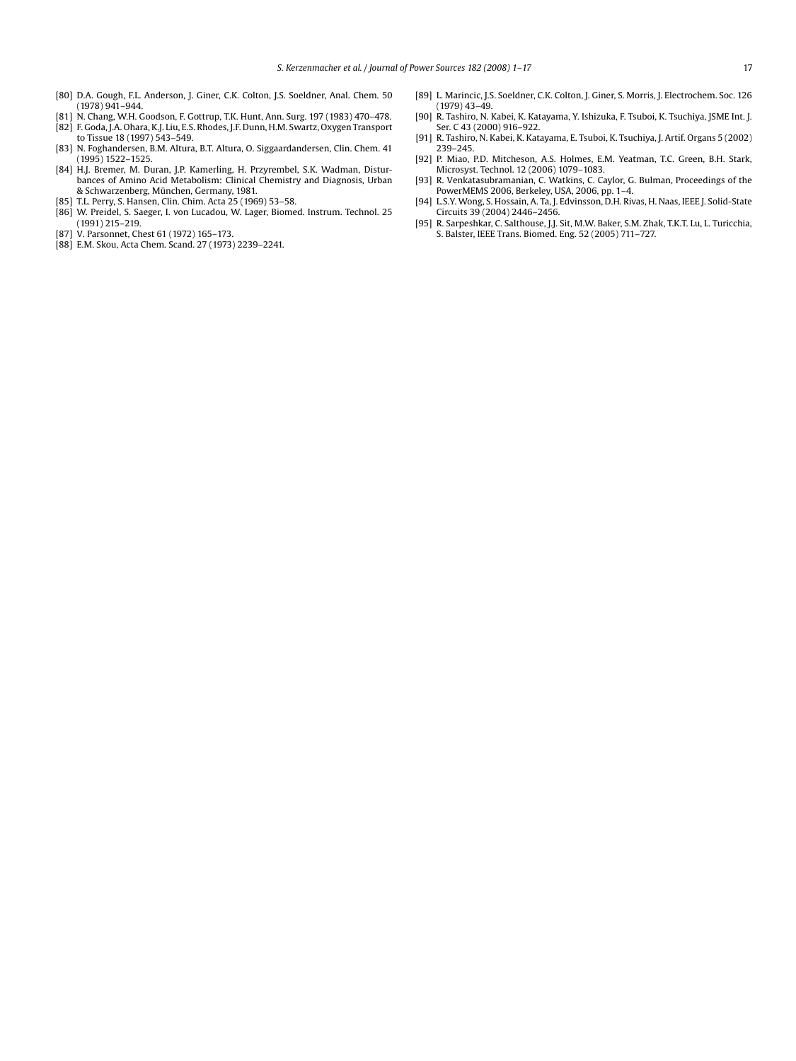[80] D.A. Gough, F.L. Anderson, J. Giner, C.K. Colton, J.S. Soeldner, Anal. Chem. 50 (1978) 941–944.

[81] N. Chang, W.H. Goodson, F. Gottrup, T.K. Hunt, Ann. Surg. 197 (1983) 470–478.

[82] F. Goda, J.A. Ohara, K.J. Liu, E.S. Rhodes, J.F. Dunn, H.M. Swartz, Oxygen Transport to Tissue 18 (1997) 543–549.

[83] N. Foghandersen, B.M. Altura, B.T. Altura, O. Siggaardandersen, Clin. Chem. 41 (1995) 1522–1525.

[84] H.J. Bremer, M. Duran, J.P. Kamerling, H. Przyrembel, S.K. Wadman, Disturbances of Amino Acid Metabolism: Clinical Chemistry and Diagnosis, Urban & Schwarzenberg, München, Germany, 1981.

[85] T.L. Perry, S. Hansen, Clin. Chim. Acta 25 (1969) 53–58.

[86] W. Preidel, S. Saeger, I. von Lucadou, W. Lager, Biomed. Instrum. Technol. 25 (1991) 215–219.

[87] V. Parsonnet, Chest 61 (1972) 165–173.

[88] E.M. Skou, Acta Chem. Scand. 27 (1973) 2239–2241.

[89] L. Marincic, J.S. Soeldner, C.K. Colton, J. Giner, S. Morris, J. Electrochem. Soc. 126 (1979) 43–49.

[90] R. Tashiro, N. Kabei, K. Katayama, Y. Ishizuka, F. Tsuboi, K. Tsuchiya, JSME Int. J. Ser. C 43 (2000) 916–922.

[91] R. Tashiro, N. Kabei, K. Katayama, E. Tsuboi, K. Tsuchiya, J. Artif. Organs 5 (2002) 239–245.

[92] P. Miao, P.D. Mitcheson, A.S. Holmes, E.M. Yeatman, T.C. Green, B.H. Stark, Microsyst. Technol. 12 (2006) 1079–1083.

[93] R. Venkatasubramanian, C. Watkins, C. Caylor, G. Bulman, Proceedings of the PowerMEMS 2006, Berkeley, USA, 2006, pp. 1–4.

[94] L.S.Y. Wong, S. Hossain, A. Ta, J. Edvinsson, D.H. Rivas, H. Naas, IEEE J. Solid-State Circuits 39 (2004) 2446–2456.

[95] R. Sarpeshkar, C. Salthouse, J.J. Sit, M.W. Baker, S.M. Zhak, T.K.T. Lu, L. Turicchia, S. Balster, IEEE Trans. Biomed. Eng. 52 (2005) 711–727.